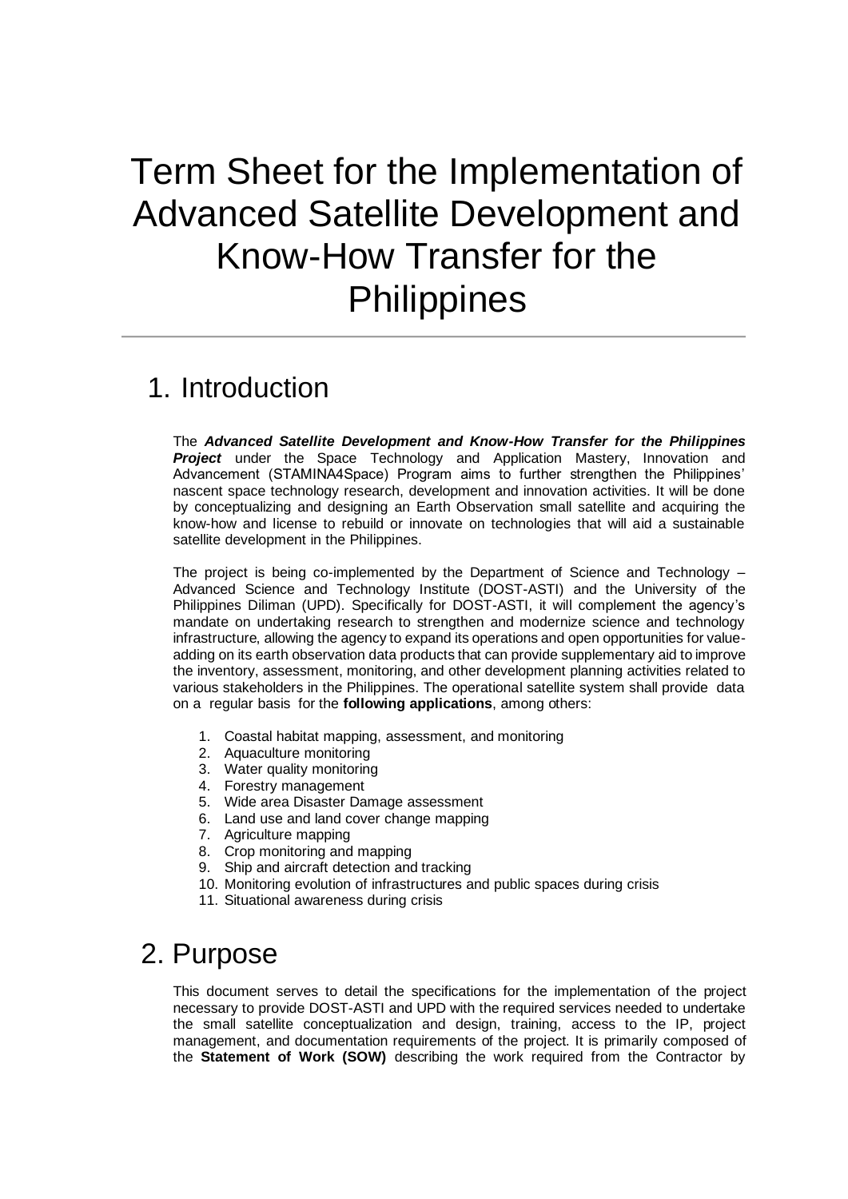# Term Sheet for the Implementation of Advanced Satellite Development and Know-How Transfer for the Philippines

## 1. Introduction

The ***Advanced Satellite Development and Know-How Transfer for the Philippines Project*** under the Space Technology and Application Mastery, Innovation and Advancement (STAMINA4Space) Program aims to further strengthen the Philippines' nascent space technology research, development and innovation activities. It will be done by conceptualizing and designing an Earth Observation small satellite and acquiring the know-how and license to rebuild or innovate on technologies that will aid a sustainable satellite development in the Philippines.

The project is being co-implemented by the Department of Science and Technology – Advanced Science and Technology Institute (DOST-ASTI) and the University of the Philippines Diliman (UPD). Specifically for DOST-ASTI, it will complement the agency's mandate on undertaking research to strengthen and modernize science and technology infrastructure, allowing the agency to expand its operations and open opportunities for value-adding on its earth observation data products that can provide supplementary aid to improve the inventory, assessment, monitoring, and other development planning activities related to various stakeholders in the Philippines. The operational satellite system shall provide data on a regular basis for the **following applications**, among others:

1. Coastal habitat mapping, assessment, and monitoring
2. Aquaculture monitoring
3. Water quality monitoring
4. Forestry management
5. Wide area Disaster Damage assessment
6. Land use and land cover change mapping
7. Agriculture mapping
8. Crop monitoring and mapping
9. Ship and aircraft detection and tracking
10. Monitoring evolution of infrastructures and public spaces during crisis
11. Situational awareness during crisis

## 2. Purpose

This document serves to detail the specifications for the implementation of the project necessary to provide DOST-ASTI and UPD with the required services needed to undertake the small satellite conceptualization and design, training, access to the IP, project management, and documentation requirements of the project. It is primarily composed of the **Statement of Work (SOW)** describing the work required from the Contractor by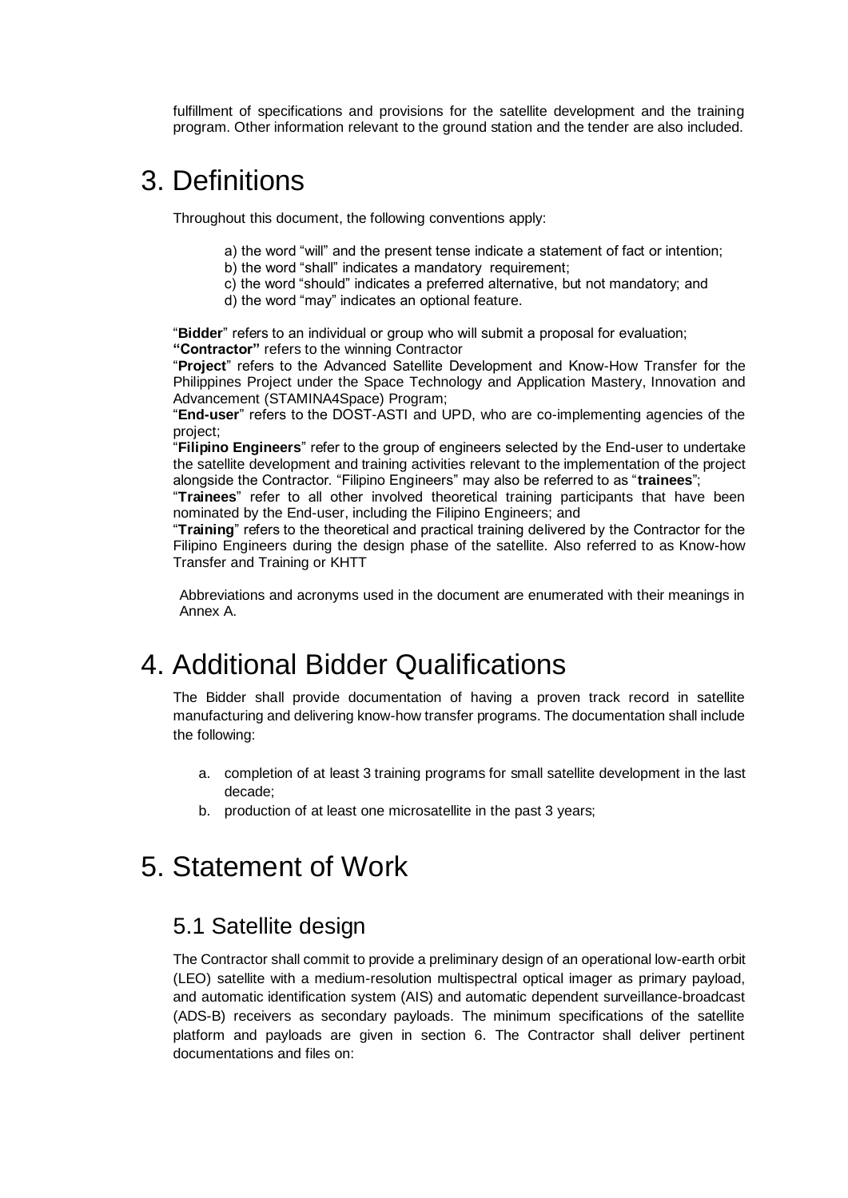fulfillment of specifications and provisions for the satellite development and the training program. Other information relevant to the ground station and the tender are also included.

# 3. Definitions

Throughout this document, the following conventions apply:

a) the word "will" and the present tense indicate a statement of fact or intention;
b) the word "shall" indicates a mandatory requirement;
c) the word "should" indicates a preferred alternative, but not mandatory; and
d) the word "may" indicates an optional feature.

"**Bidder**" refers to an individual or group who will submit a proposal for evaluation;
**"Contractor"** refers to the winning Contractor
"**Project**" refers to the Advanced Satellite Development and Know-How Transfer for the Philippines Project under the Space Technology and Application Mastery, Innovation and Advancement (STAMINA4Space) Program;
"**End-user**" refers to the DOST-ASTI and UPD, who are co-implementing agencies of the project;
"**Filipino Engineers**" refer to the group of engineers selected by the End-user to undertake the satellite development and training activities relevant to the implementation of the project alongside the Contractor. "Filipino Engineers" may also be referred to as "**trainees**";
"**Trainees**" refer to all other involved theoretical training participants that have been nominated by the End-user, including the Filipino Engineers; and
"**Training**" refers to the theoretical and practical training delivered by the Contractor for the Filipino Engineers during the design phase of the satellite. Also referred to as Know-how Transfer and Training or KHTT

Abbreviations and acronyms used in the document are enumerated with their meanings in Annex A.

# 4. Additional Bidder Qualifications

The Bidder shall provide documentation of having a proven track record in satellite manufacturing and delivering know-how transfer programs. The documentation shall include the following:

a. completion of at least 3 training programs for small satellite development in the last decade;
b. production of at least one microsatellite in the past 3 years;

# 5. Statement of Work

## 5.1 Satellite design

The Contractor shall commit to provide a preliminary design of an operational low-earth orbit (LEO) satellite with a medium-resolution multispectral optical imager as primary payload, and automatic identification system (AIS) and automatic dependent surveillance-broadcast (ADS-B) receivers as secondary payloads. The minimum specifications of the satellite platform and payloads are given in section 6. The Contractor shall deliver pertinent documentations and files on: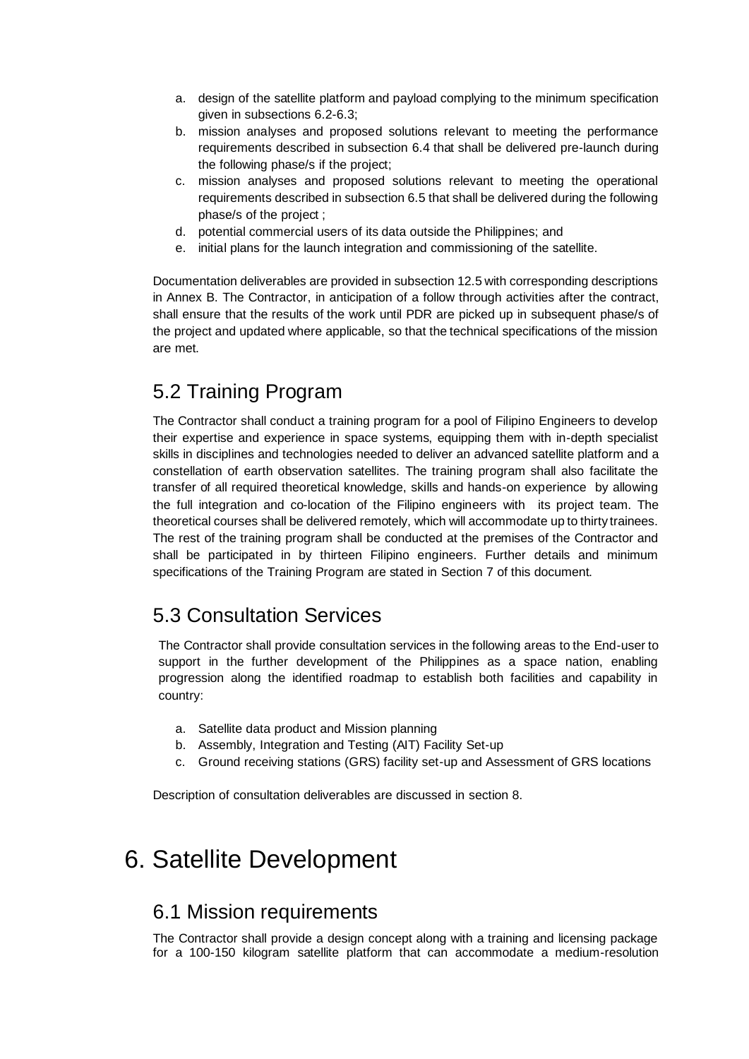a. design of the satellite platform and payload complying to the minimum specification given in subsections 6.2-6.3;
b. mission analyses and proposed solutions relevant to meeting the performance requirements described in subsection 6.4 that shall be delivered pre-launch during the following phase/s if the project;
c. mission analyses and proposed solutions relevant to meeting the operational requirements described in subsection 6.5 that shall be delivered during the following phase/s of the project ;
d. potential commercial users of its data outside the Philippines; and
e. initial plans for the launch integration and commissioning of the satellite.

Documentation deliverables are provided in subsection 12.5 with corresponding descriptions in Annex B. The Contractor, in anticipation of a follow through activities after the contract, shall ensure that the results of the work until PDR are picked up in subsequent phase/s of the project and updated where applicable, so that the technical specifications of the mission are met.

## 5.2 Training Program

The Contractor shall conduct a training program for a pool of Filipino Engineers to develop their expertise and experience in space systems, equipping them with in-depth specialist skills in disciplines and technologies needed to deliver an advanced satellite platform and a constellation of earth observation satellites. The training program shall also facilitate the transfer of all required theoretical knowledge, skills and hands-on experience by allowing the full integration and co-location of the Filipino engineers with its project team. The theoretical courses shall be delivered remotely, which will accommodate up to thirty trainees. The rest of the training program shall be conducted at the premises of the Contractor and shall be participated in by thirteen Filipino engineers. Further details and minimum specifications of the Training Program are stated in Section 7 of this document.

## 5.3 Consultation Services

The Contractor shall provide consultation services in the following areas to the End-user to support in the further development of the Philippines as a space nation, enabling progression along the identified roadmap to establish both facilities and capability in country:

a. Satellite data product and Mission planning
b. Assembly, Integration and Testing (AIT) Facility Set-up
c. Ground receiving stations (GRS) facility set-up and Assessment of GRS locations

Description of consultation deliverables are discussed in section 8.

# 6. Satellite Development

## 6.1 Mission requirements

The Contractor shall provide a design concept along with a training and licensing package for a 100-150 kilogram satellite platform that can accommodate a medium-resolution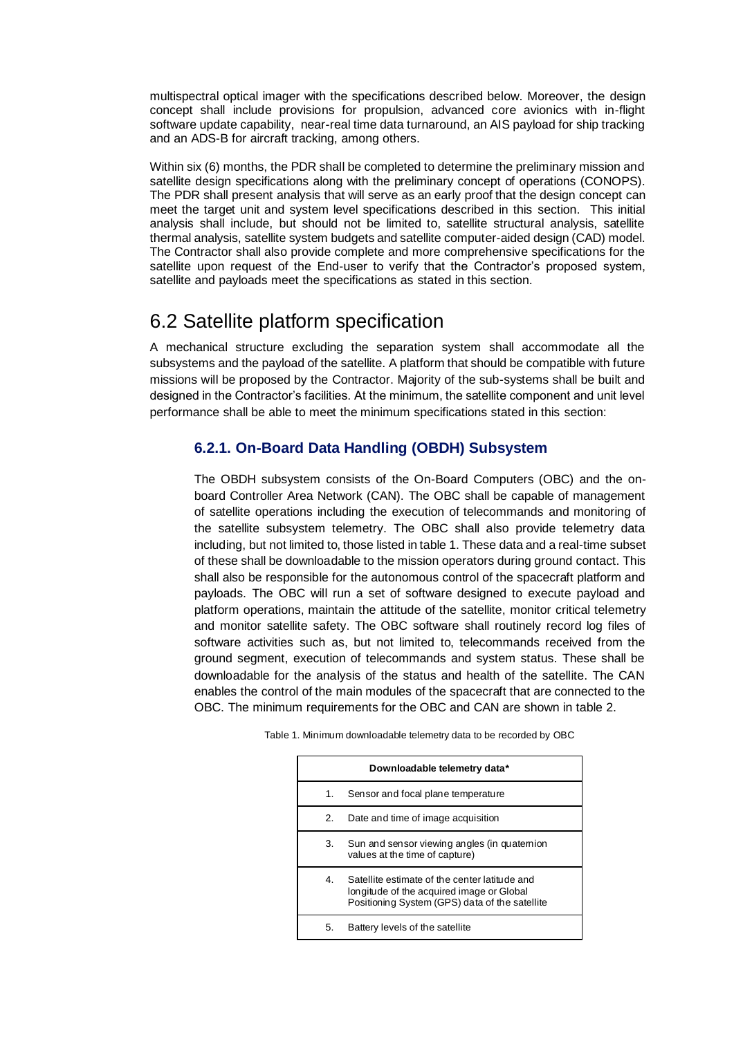multispectral optical imager with the specifications described below. Moreover, the design concept shall include provisions for propulsion, advanced core avionics with in-flight software update capability, near-real time data turnaround, an AIS payload for ship tracking and an ADS-B for aircraft tracking, among others.

Within six (6) months, the PDR shall be completed to determine the preliminary mission and satellite design specifications along with the preliminary concept of operations (CONOPS). The PDR shall present analysis that will serve as an early proof that the design concept can meet the target unit and system level specifications described in this section. This initial analysis shall include, but should not be limited to, satellite structural analysis, satellite thermal analysis, satellite system budgets and satellite computer-aided design (CAD) model. The Contractor shall also provide complete and more comprehensive specifications for the satellite upon request of the End-user to verify that the Contractor's proposed system, satellite and payloads meet the specifications as stated in this section.

## 6.2 Satellite platform specification

A mechanical structure excluding the separation system shall accommodate all the subsystems and the payload of the satellite. A platform that should be compatible with future missions will be proposed by the Contractor. Majority of the sub-systems shall be built and designed in the Contractor's facilities. At the minimum, the satellite component and unit level performance shall be able to meet the minimum specifications stated in this section:

### 6.2.1. On-Board Data Handling (OBDH) Subsystem

The OBDH subsystem consists of the On-Board Computers (OBC) and the on-board Controller Area Network (CAN). The OBC shall be capable of management of satellite operations including the execution of telecommands and monitoring of the satellite subsystem telemetry. The OBC shall also provide telemetry data including, but not limited to, those listed in table 1. These data and a real-time subset of these shall be downloadable to the mission operators during ground contact. This shall also be responsible for the autonomous control of the spacecraft platform and payloads. The OBC will run a set of software designed to execute payload and platform operations, maintain the attitude of the satellite, monitor critical telemetry and monitor satellite safety. The OBC software shall routinely record log files of software activities such as, but not limited to, telecommands received from the ground segment, execution of telecommands and system status. These shall be downloadable for the analysis of the status and health of the satellite. The CAN enables the control of the main modules of the spacecraft that are connected to the OBC. The minimum requirements for the OBC and CAN are shown in table 2.

Table 1. Minimum downloadable telemetry data to be recorded by OBC

| | Downloadable telemetry data* |
|---|---|
| 1. | Sensor and focal plane temperature |
| 2. | Date and time of image acquisition |
| 3. | Sun and sensor viewing angles (in quaternion values at the time of capture) |
| 4. | Satellite estimate of the center latitude and longitude of the acquired image or Global Positioning System (GPS) data of the satellite |
| 5. | Battery levels of the satellite |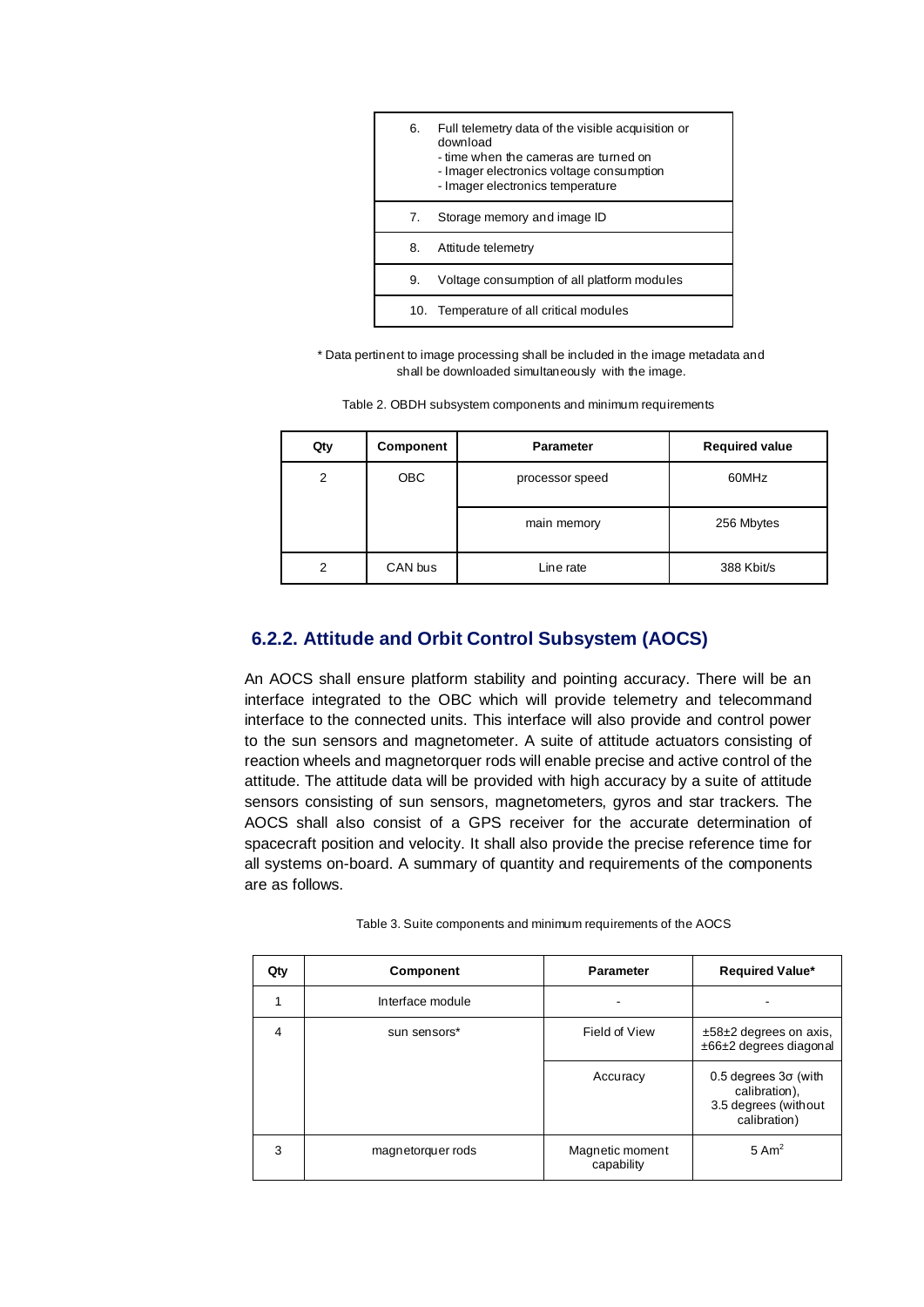| | |
|---|---|
| 6. | Full telemetry data of the visible acquisition or download<br>- time when the cameras are turned on<br>- Imager electronics voltage consumption<br>- Imager electronics temperature |
| 7. | Storage memory and image ID |
| 8. | Attitude telemetry |
| 9. | Voltage consumption of all platform modules |
| 10. | Temperature of all critical modules |

* Data pertinent to image processing shall be included in the image metadata and shall be downloaded simultaneously with the image.

Table 2. OBDH subsystem components and minimum requirements

| Qty | Component | Parameter | Required value |
|---|---|---|---|
| 2 | OBC | processor speed | 60MHz |
| | | main memory | 256 Mbytes |
| 2 | CAN bus | Line rate | 388 Kbit/s |

## 6.2.2. Attitude and Orbit Control Subsystem (AOCS)

An AOCS shall ensure platform stability and pointing accuracy. There will be an interface integrated to the OBC which will provide telemetry and telecommand interface to the connected units. This interface will also provide and control power to the sun sensors and magnetometer. A suite of attitude actuators consisting of reaction wheels and magnetorquer rods will enable precise and active control of the attitude. The attitude data will be provided with high accuracy by a suite of attitude sensors consisting of sun sensors, magnetometers, gyros and star trackers. The AOCS shall also consist of a GPS receiver for the accurate determination of spacecraft position and velocity. It shall also provide the precise reference time for all systems on-board. A summary of quantity and requirements of the components are as follows.

Table 3. Suite components and minimum requirements of the AOCS

| Qty | Component | Parameter | Required Value* |
|---|---|---|---|
| 1 | Interface module | - | - |
| 4 | sun sensors* | Field of View | ±58±2 degrees on axis, ±66±2 degrees diagonal |
| | | Accuracy | 0.5 degrees 3σ (with calibration), 3.5 degrees (without calibration) |
| 3 | magnetorquer rods | Magnetic moment capability | 5 $Am^2$ |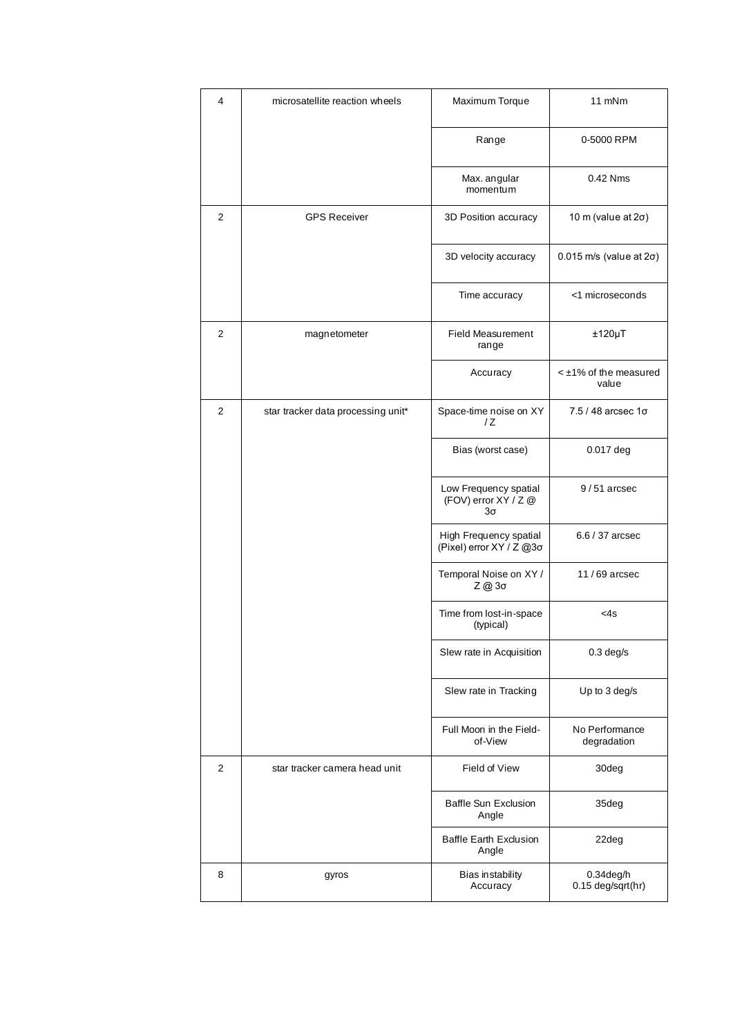| 4 | microsatellite reaction wheels | Maximum Torque | 11 mNm |
|---|---|---|---|
| | | Range | 0-5000 RPM |
| | | Max. angular momentum | 0.42 Nms |
| 2 | GPS Receiver | 3D Position accuracy | 10 m (value at 2σ) |
| | | 3D velocity accuracy | 0.015 m/s (value at 2σ) |
| | | Time accuracy | <1 microseconds |
| 2 | magnetometer | Field Measurement range | ±120μT |
| | | Accuracy | < ±1% of the measured value |
| 2 | star tracker data processing unit* | Space-time noise on XY / Z | 7.5 / 48 arcsec 1σ |
| | | Bias (worst case) | 0.017 deg |
| | | Low Frequency spatial (FOV) error XY / Z @ 3σ | 9 / 51 arcsec |
| | | High Frequency spatial (Pixel) error XY / Z @3σ | 6.6 / 37 arcsec |
| | | Temporal Noise on XY / Z @ 3σ | 11 / 69 arcsec |
| | | Time from lost-in-space (typical) | <4s |
| | | Slew rate in Acquisition | 0.3 deg/s |
| | | Slew rate in Tracking | Up to 3 deg/s |
| | | Full Moon in the Field-of-View | No Performance degradation |
| 2 | star tracker camera head unit | Field of View | 30deg |
| | | Baffle Sun Exclusion Angle | 35deg |
| | | Baffle Earth Exclusion Angle | 22deg |
| 8 | gyros | Bias instability Accuracy | 0.34deg/h 0.15 deg/sqrt(hr) |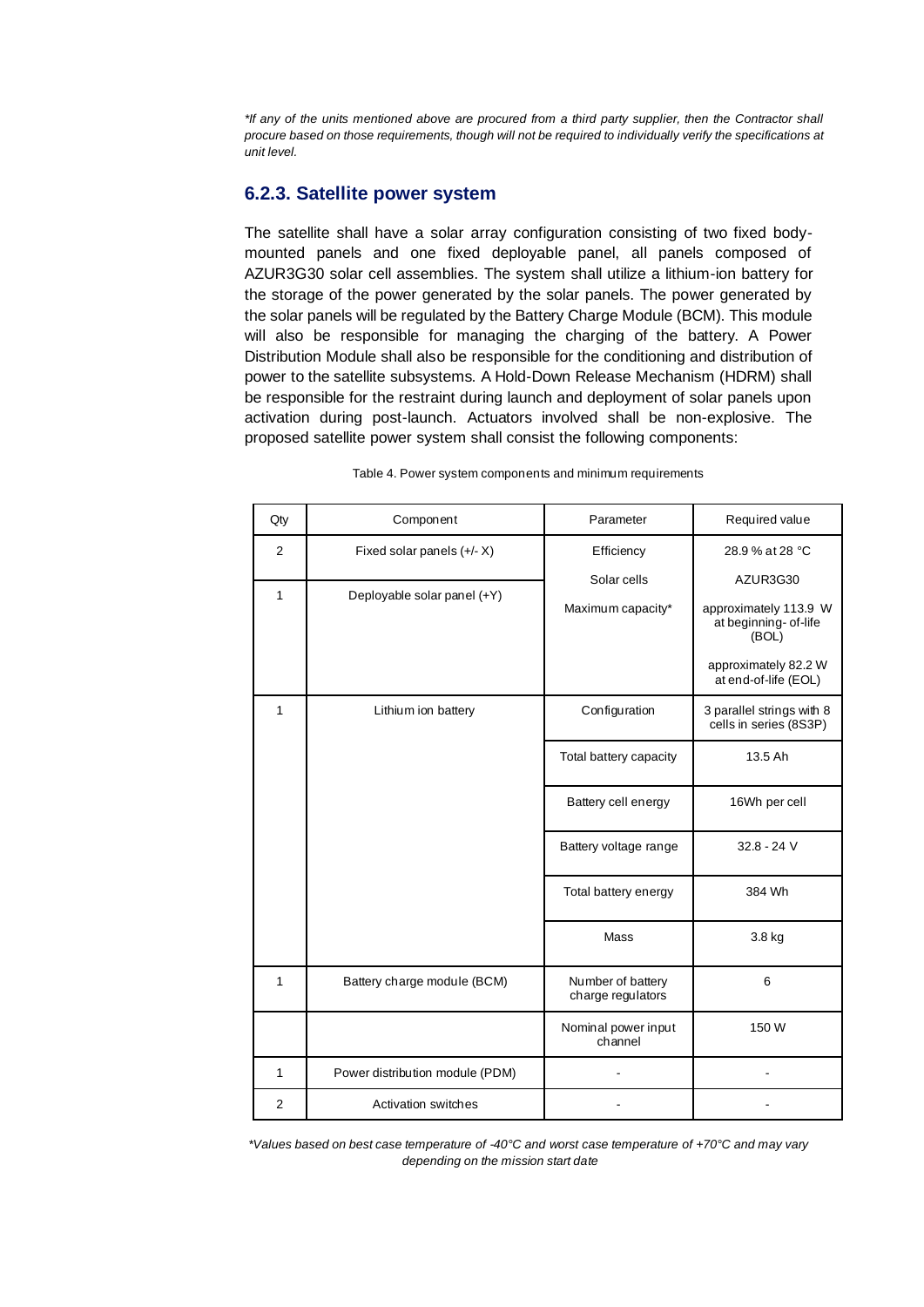*If any of the units mentioned above are procured from a third party supplier, then the Contractor shall procure based on those requirements, though will not be required to individually verify the specifications at unit level.*

### 6.2.3. Satellite power system

The satellite shall have a solar array configuration consisting of two fixed body-mounted panels and one fixed deployable panel, all panels composed of AZUR3G30 solar cell assemblies. The system shall utilize a lithium-ion battery for the storage of the power generated by the solar panels. The power generated by the solar panels will be regulated by the Battery Charge Module (BCM). This module will also be responsible for managing the charging of the battery. A Power Distribution Module shall also be responsible for the conditioning and distribution of power to the satellite subsystems. A Hold-Down Release Mechanism (HDRM) shall be responsible for the restraint during launch and deployment of solar panels upon activation during post-launch. Actuators involved shall be non-explosive. The proposed satellite power system shall consist the following components:

Table 4. Power system components and minimum requirements

| Qty | Component | Parameter | Required value |
|---|---|---|---|
| 2 | Fixed solar panels (+/- X) | Efficiency | 28.9 % at 28 °C |
| 1 | Deployable solar panel (+Y) | Solar cells | AZUR3G30 |
| | | Maximum capacity* | approximately 113.9 W at beginning-of-life (BOL)<br>approximately 82.2 W at end-of-life (EOL) |
| 1 | Lithium ion battery | Configuration | 3 parallel strings with 8 cells in series (8S3P) |
| | | Total battery capacity | 13.5 Ah |
| | | Battery cell energy | 16Wh per cell |
| | | Battery voltage range | 32.8 - 24 V |
| | | Total battery energy | 384 Wh |
| | | Mass | 3.8 kg |
| 1 | Battery charge module (BCM) | Number of battery charge regulators | 6 |
| | | Nominal power input channel | 150 W |
| 1 | Power distribution module (PDM) | - | - |
| 2 | Activation switches | - | - |

*\*Values based on best case temperature of -40°C and worst case temperature of +70°C and may vary depending on the mission start date*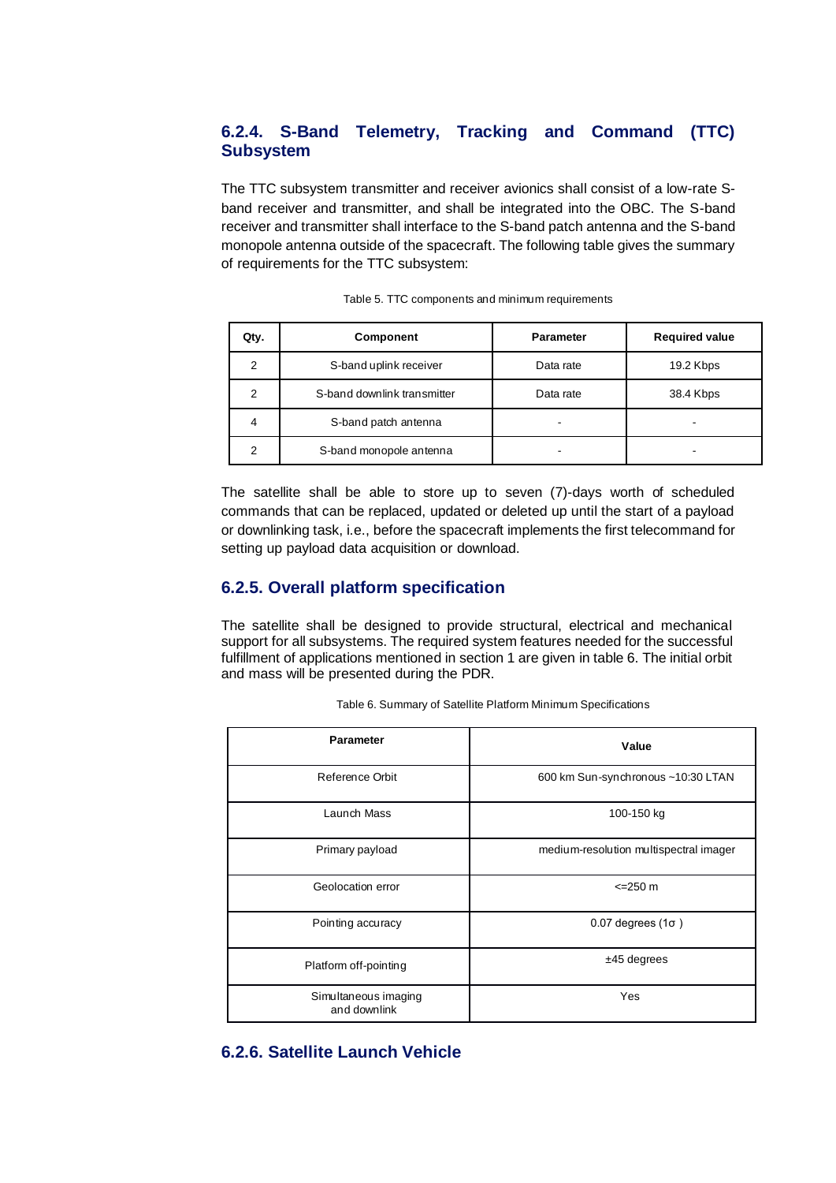### 6.2.4. S-Band Telemetry, Tracking and Command (TTC) Subsystem

The TTC subsystem transmitter and receiver avionics shall consist of a low-rate S-band receiver and transmitter, and shall be integrated into the OBC. The S-band receiver and transmitter shall interface to the S-band patch antenna and the S-band monopole antenna outside of the spacecraft. The following table gives the summary of requirements for the TTC subsystem:

Table 5. TTC components and minimum requirements

| Qty. | Component | Parameter | Required value |
|---|---|---|---|
| 2 | S-band uplink receiver | Data rate | 19.2 Kbps |
| 2 | S-band downlink transmitter | Data rate | 38.4 Kbps |
| 4 | S-band patch antenna | - | - |
| 2 | S-band monopole antenna | - | - |

The satellite shall be able to store up to seven (7)-days worth of scheduled commands that can be replaced, updated or deleted up until the start of a payload or downlinking task, i.e., before the spacecraft implements the first telecommand for setting up payload data acquisition or download.

### 6.2.5. Overall platform specification

The satellite shall be designed to provide structural, electrical and mechanical support for all subsystems. The required system features needed for the successful fulfillment of applications mentioned in section 1 are given in table 6. The initial orbit and mass will be presented during the PDR.

Table 6. Summary of Satellite Platform Minimum Specifications

| Parameter | Value |
|---|---|
| Reference Orbit | 600 km Sun-synchronous ~10:30 LTAN |
| Launch Mass | 100-150 kg |
| Primary payload | medium-resolution multispectral imager |
| Geolocation error | <=250 m |
| Pointing accuracy | 0.07 degrees (1σ ) |
| Platform off-pointing | ±45 degrees |
| Simultaneous imaging and downlink | Yes |

### 6.2.6. Satellite Launch Vehicle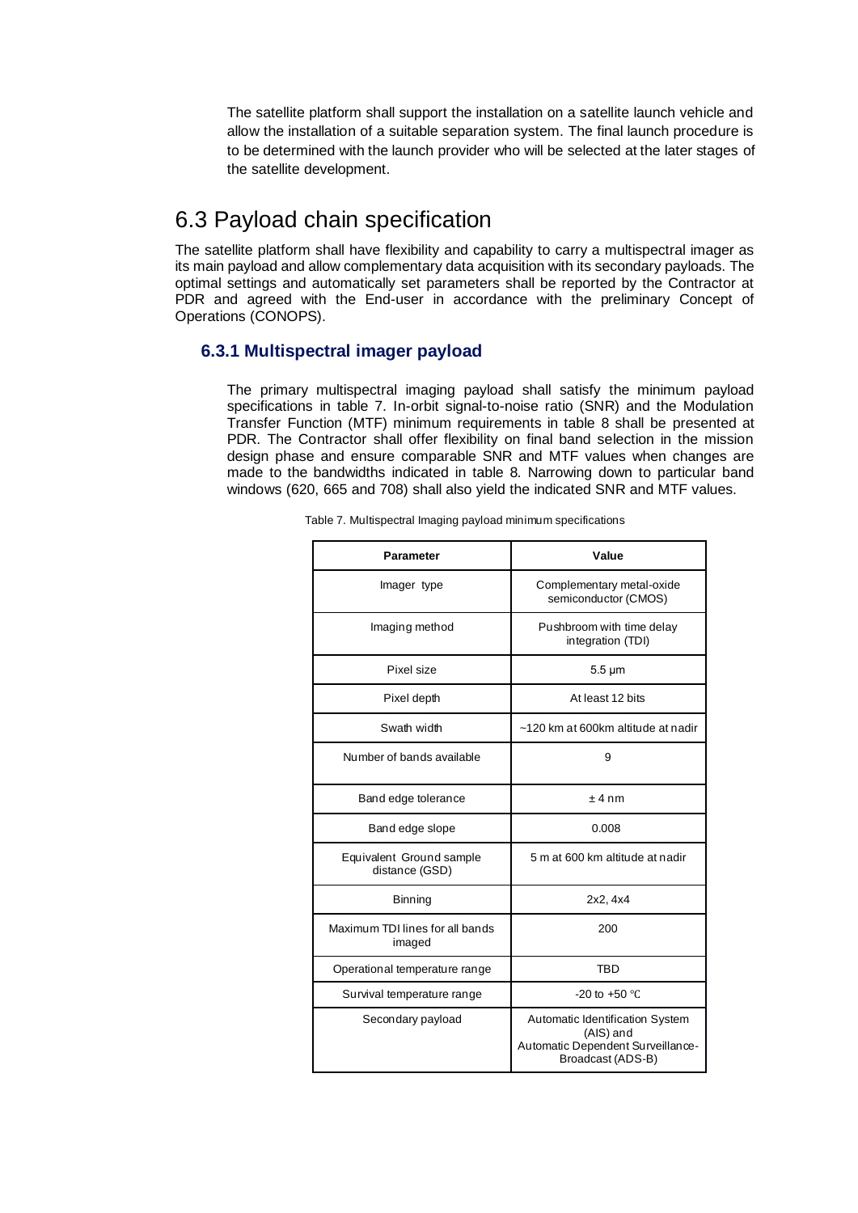The satellite platform shall support the installation on a satellite launch vehicle and allow the installation of a suitable separation system. The final launch procedure is to be determined with the launch provider who will be selected at the later stages of the satellite development.

## 6.3 Payload chain specification

The satellite platform shall have flexibility and capability to carry a multispectral imager as its main payload and allow complementary data acquisition with its secondary payloads. The optimal settings and automatically set parameters shall be reported by the Contractor at PDR and agreed with the End-user in accordance with the preliminary Concept of Operations (CONOPS).

### 6.3.1 Multispectral imager payload

The primary multispectral imaging payload shall satisfy the minimum payload specifications in table 7. In-orbit signal-to-noise ratio (SNR) and the Modulation Transfer Function (MTF) minimum requirements in table 8 shall be presented at PDR. The Contractor shall offer flexibility on final band selection in the mission design phase and ensure comparable SNR and MTF values when changes are made to the bandwidths indicated in table 8. Narrowing down to particular band windows (620, 665 and 708) shall also yield the indicated SNR and MTF values.

Table 7. Multispectral Imaging payload minimum specifications

| Parameter | Value |
|---|---|
| Imager type | Complementary metal-oxide semiconductor (CMOS) |
| Imaging method | Pushbroom with time delay integration (TDI) |
| Pixel size | 5.5 μm |
| Pixel depth | At least 12 bits |
| Swath width | ~120 km at 600km altitude at nadir |
| Number of bands available | 9 |
| Band edge tolerance | ± 4 nm |
| Band edge slope | 0.008 |
| Equivalent Ground sample distance (GSD) | 5 m at 600 km altitude at nadir |
| Binning | 2x2, 4x4 |
| Maximum TDI lines for all bands imaged | 200 |
| Operational temperature range | TBD |
| Survival temperature range | -20 to +50 ℃ |
| Secondary payload | Automatic Identification System (AIS) and Automatic Dependent Surveillance-Broadcast (ADS-B) |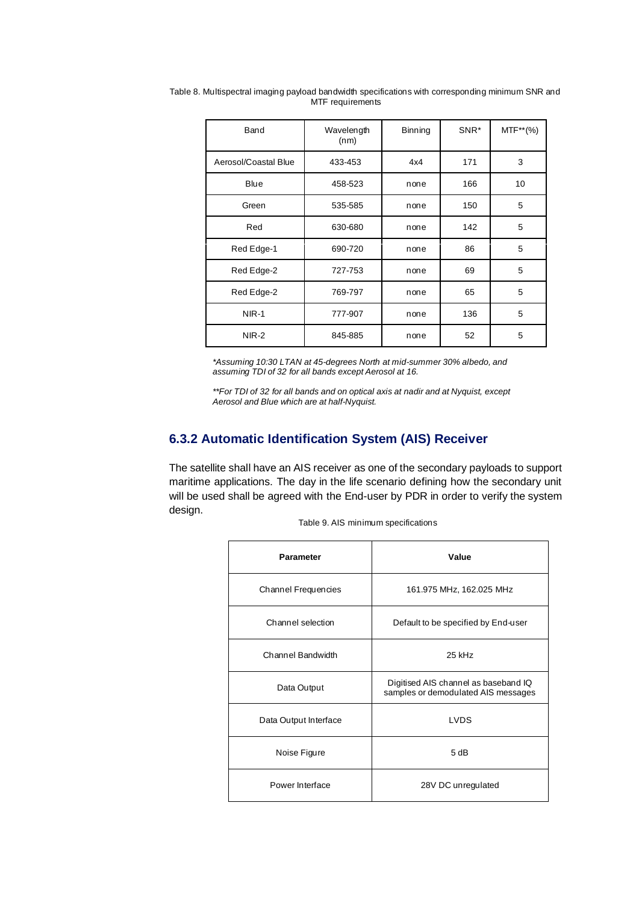Table 8. Multispectral imaging payload bandwidth specifications with corresponding minimum SNR and MTF requirements

| Band | Wavelength (nm) | Binning | SNR* | MTF**(%) |
|---|---|---|---|---|
| Aerosol/Coastal Blue | 433-453 | 4x4 | 171 | 3 |
| Blue | 458-523 | none | 166 | 10 |
| Green | 535-585 | none | 150 | 5 |
| Red | 630-680 | none | 142 | 5 |
| Red Edge-1 | 690-720 | none | 86 | 5 |
| Red Edge-2 | 727-753 | none | 69 | 5 |
| Red Edge-2 | 769-797 | none | 65 | 5 |
| NIR-1 | 777-907 | none | 136 | 5 |
| NIR-2 | 845-885 | none | 52 | 5 |

*\*Assuming 10:30 LTAN at 45-degrees North at mid-summer 30% albedo, and assuming TDI of 32 for all bands except Aerosol at 16.*

*\*\*For TDI of 32 for all bands and on optical axis at nadir and at Nyquist, except Aerosol and Blue which are at half-Nyquist.*

### 6.3.2 Automatic Identification System (AIS) Receiver

The satellite shall have an AIS receiver as one of the secondary payloads to support maritime applications. The day in the life scenario defining how the secondary unit will be used shall be agreed with the End-user by PDR in order to verify the system design.

Table 9. AIS minimum specifications

| Parameter | Value |
|---|---|
| Channel Frequencies | 161.975 MHz, 162.025 MHz |
| Channel selection | Default to be specified by End-user |
| Channel Bandwidth | 25 kHz |
| Data Output | Digitised AIS channel as baseband IQ samples or demodulated AIS messages |
| Data Output Interface | LVDS |
| Noise Figure | 5 dB |
| Power Interface | 28V DC unregulated |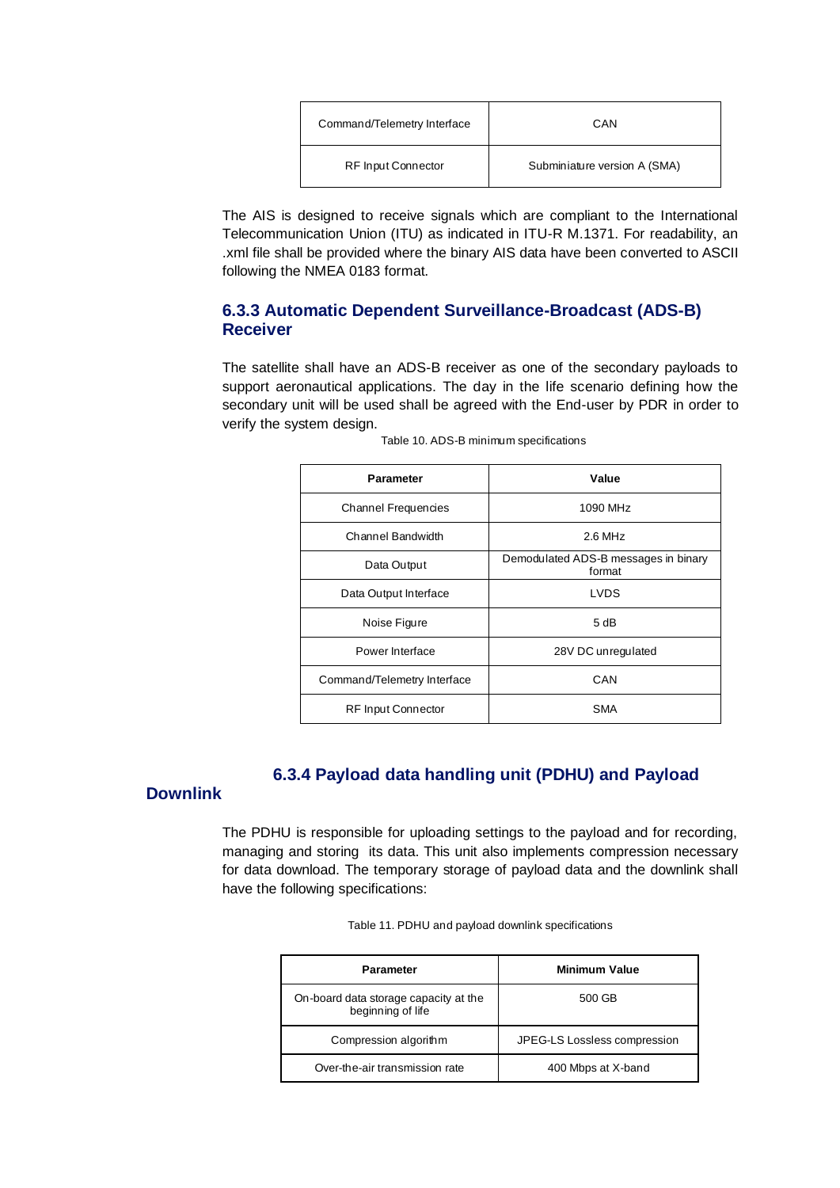| Command/Telemetry Interface | CAN |
|---|---|
| RF Input Connector | Subminiature version A (SMA) |

The AIS is designed to receive signals which are compliant to the International Telecommunication Union (ITU) as indicated in ITU-R M.1371. For readability, an .xml file shall be provided where the binary AIS data have been converted to ASCII following the NMEA 0183 format.

### 6.3.3 Automatic Dependent Surveillance-Broadcast (ADS-B) Receiver

The satellite shall have an ADS-B receiver as one of the secondary payloads to support aeronautical applications. The day in the life scenario defining how the secondary unit will be used shall be agreed with the End-user by PDR in order to verify the system design.

Table 10. ADS-B minimum specifications

| Parameter | Value |
|---|---|
| Channel Frequencies | 1090 MHz |
| Channel Bandwidth | 2.6 MHz |
| Data Output | Demodulated ADS-B messages in binary format |
| Data Output Interface | LVDS |
| Noise Figure | 5 dB |
| Power Interface | 28V DC unregulated |
| Command/Telemetry Interface | CAN |
| RF Input Connector | SMA |

### 6.3.4 Payload data handling unit (PDHU) and Payload Downlink

The PDHU is responsible for uploading settings to the payload and for recording, managing and storing its data. This unit also implements compression necessary for data download. The temporary storage of payload data and the downlink shall have the following specifications:

Table 11. PDHU and payload downlink specifications

| Parameter | Minimum Value |
|---|---|
| On-board data storage capacity at the beginning of life | 500 GB |
| Compression algorithm | JPEG-LS Lossless compression |
| Over-the-air transmission rate | 400 Mbps at X-band |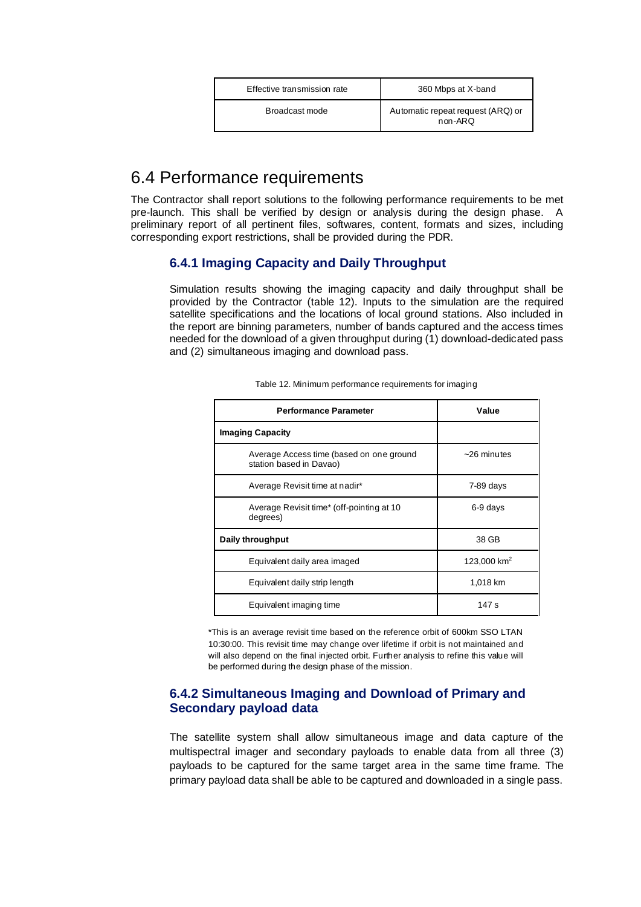| Effective transmission rate | 360 Mbps at X-band |
|---|---|
| Broadcast mode | Automatic repeat request (ARQ) or non-ARQ |

## 6.4 Performance requirements

The Contractor shall report solutions to the following performance requirements to be met pre-launch. This shall be verified by design or analysis during the design phase. A preliminary report of all pertinent files, softwares, content, formats and sizes, including corresponding export restrictions, shall be provided during the PDR.

### 6.4.1 Imaging Capacity and Daily Throughput

Simulation results showing the imaging capacity and daily throughput shall be provided by the Contractor (table 12). Inputs to the simulation are the required satellite specifications and the locations of local ground stations. Also included in the report are binning parameters, number of bands captured and the access times needed for the download of a given throughput during (1) download-dedicated pass and (2) simultaneous imaging and download pass.

Table 12. Minimum performance requirements for imaging

| Performance Parameter | Value |
|---|---|
| **Imaging Capacity** | |
| Average Access time (based on one ground station based in Davao) | ~26 minutes |
| Average Revisit time at nadir* | 7-89 days |
| Average Revisit time* (off-pointing at 10 degrees) | 6-9 days |
| **Daily throughput** | 38 GB |
| Equivalent daily area imaged | 123,000 $km^2$ |
| Equivalent daily strip length | 1,018 km |
| Equivalent imaging time | 147 s |

*This is an average revisit time based on the reference orbit of 600km SSO LTAN 10:30:00. This revisit time may change over lifetime if orbit is not maintained and will also depend on the final injected orbit. Further analysis to refine this value will be performed during the design phase of the mission.

### 6.4.2 Simultaneous Imaging and Download of Primary and Secondary payload data

The satellite system shall allow simultaneous image and data capture of the multispectral imager and secondary payloads to enable data from all three (3) payloads to be captured for the same target area in the same time frame. The primary payload data shall be able to be captured and downloaded in a single pass.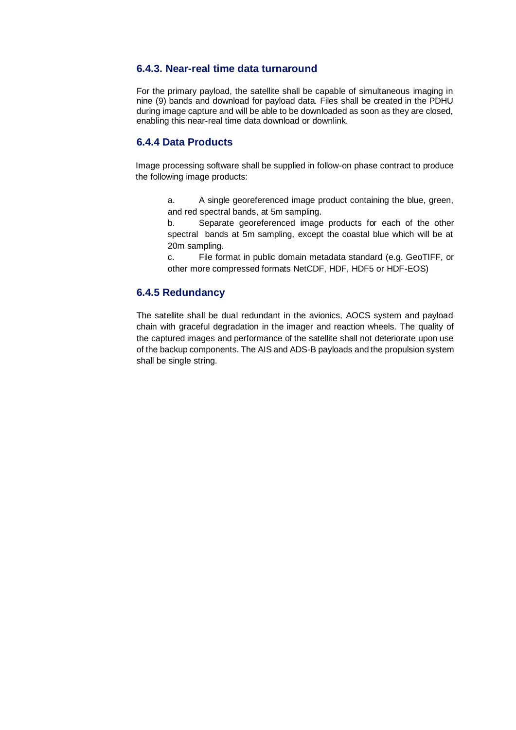### 6.4.3. Near-real time data turnaround

For the primary payload, the satellite shall be capable of simultaneous imaging in nine (9) bands and download for payload data. Files shall be created in the PDHU during image capture and will be able to be downloaded as soon as they are closed, enabling this near-real time data download or downlink.

### 6.4.4 Data Products

Image processing software shall be supplied in follow-on phase contract to produce the following image products:

a. A single georeferenced image product containing the blue, green, and red spectral bands, at 5m sampling.

b. Separate georeferenced image products for each of the other spectral bands at 5m sampling, except the coastal blue which will be at 20m sampling.

c. File format in public domain metadata standard (e.g. GeoTIFF, or other more compressed formats NetCDF, HDF, HDF5 or HDF-EOS)

### 6.4.5 Redundancy

The satellite shall be dual redundant in the avionics, AOCS system and payload chain with graceful degradation in the imager and reaction wheels. The quality of the captured images and performance of the satellite shall not deteriorate upon use of the backup components. The AIS and ADS-B payloads and the propulsion system shall be single string.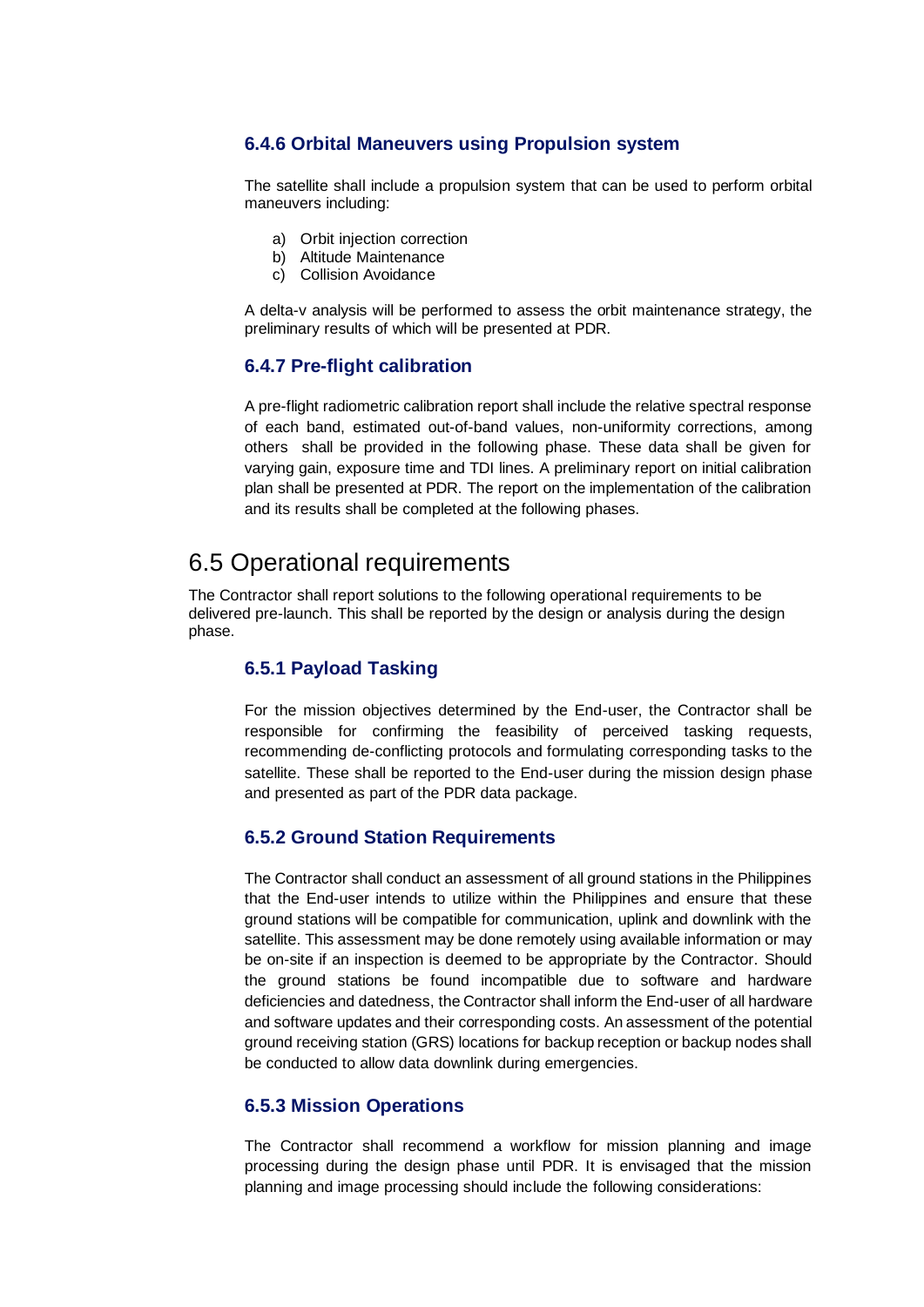### 6.4.6 Orbital Maneuvers using Propulsion system

The satellite shall include a propulsion system that can be used to perform orbital maneuvers including:

a) Orbit injection correction
b) Altitude Maintenance
c) Collision Avoidance

A delta-v analysis will be performed to assess the orbit maintenance strategy, the preliminary results of which will be presented at PDR.

### 6.4.7 Pre-flight calibration

A pre-flight radiometric calibration report shall include the relative spectral response of each band, estimated out-of-band values, non-uniformity corrections, among others shall be provided in the following phase. These data shall be given for varying gain, exposure time and TDI lines. A preliminary report on initial calibration plan shall be presented at PDR. The report on the implementation of the calibration and its results shall be completed at the following phases.

## 6.5 Operational requirements

The Contractor shall report solutions to the following operational requirements to be delivered pre-launch. This shall be reported by the design or analysis during the design phase.

### 6.5.1 Payload Tasking

For the mission objectives determined by the End-user, the Contractor shall be responsible for confirming the feasibility of perceived tasking requests, recommending de-conflicting protocols and formulating corresponding tasks to the satellite. These shall be reported to the End-user during the mission design phase and presented as part of the PDR data package.

### 6.5.2 Ground Station Requirements

The Contractor shall conduct an assessment of all ground stations in the Philippines that the End-user intends to utilize within the Philippines and ensure that these ground stations will be compatible for communication, uplink and downlink with the satellite. This assessment may be done remotely using available information or may be on-site if an inspection is deemed to be appropriate by the Contractor. Should the ground stations be found incompatible due to software and hardware deficiencies and datedness, the Contractor shall inform the End-user of all hardware and software updates and their corresponding costs. An assessment of the potential ground receiving station (GRS) locations for backup reception or backup nodes shall be conducted to allow data downlink during emergencies.

### 6.5.3 Mission Operations

The Contractor shall recommend a workflow for mission planning and image processing during the design phase until PDR. It is envisaged that the mission planning and image processing should include the following considerations: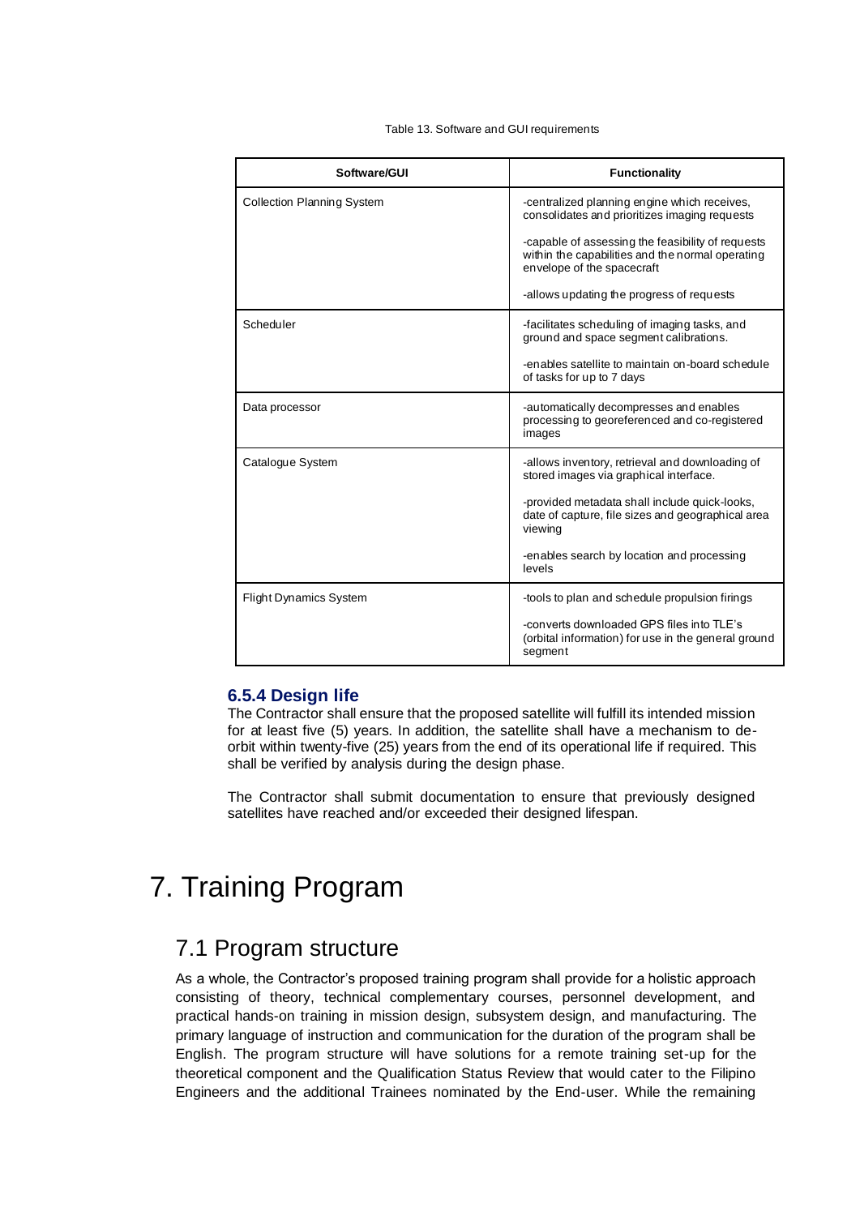Table 13. Software and GUI requirements

| Software/GUI | Functionality |
| --- | --- |
| Collection Planning System | -centralized planning engine which receives, consolidates and prioritizes imaging requests<br><br>-capable of assessing the feasibility of requests within the capabilities and the normal operating envelope of the spacecraft<br><br>-allows updating the progress of requests |
| Scheduler | -facilitates scheduling of imaging tasks, and ground and space segment calibrations.<br><br>-enables satellite to maintain on-board schedule of tasks for up to 7 days |
| Data processor | -automatically decompresses and enables processing to georeferenced and co-registered images |
| Catalogue System | -allows inventory, retrieval and downloading of stored images via graphical interface.<br><br>-provided metadata shall include quick-looks, date of capture, file sizes and geographical area viewing<br><br>-enables search by location and processing levels |
| Flight Dynamics System | -tools to plan and schedule propulsion firings<br><br>-converts downloaded GPS files into TLE's (orbital information) for use in the general ground segment |

### 6.5.4 Design life

The Contractor shall ensure that the proposed satellite will fulfill its intended mission for at least five (5) years. In addition, the satellite shall have a mechanism to de-orbit within twenty-five (25) years from the end of its operational life if required. This shall be verified by analysis during the design phase.

The Contractor shall submit documentation to ensure that previously designed satellites have reached and/or exceeded their designed lifespan.

# 7. Training Program

## 7.1 Program structure

As a whole, the Contractor's proposed training program shall provide for a holistic approach consisting of theory, technical complementary courses, personnel development, and practical hands-on training in mission design, subsystem design, and manufacturing. The primary language of instruction and communication for the duration of the program shall be English. The program structure will have solutions for a remote training set-up for the theoretical component and the Qualification Status Review that would cater to the Filipino Engineers and the additional Trainees nominated by the End-user. While the remaining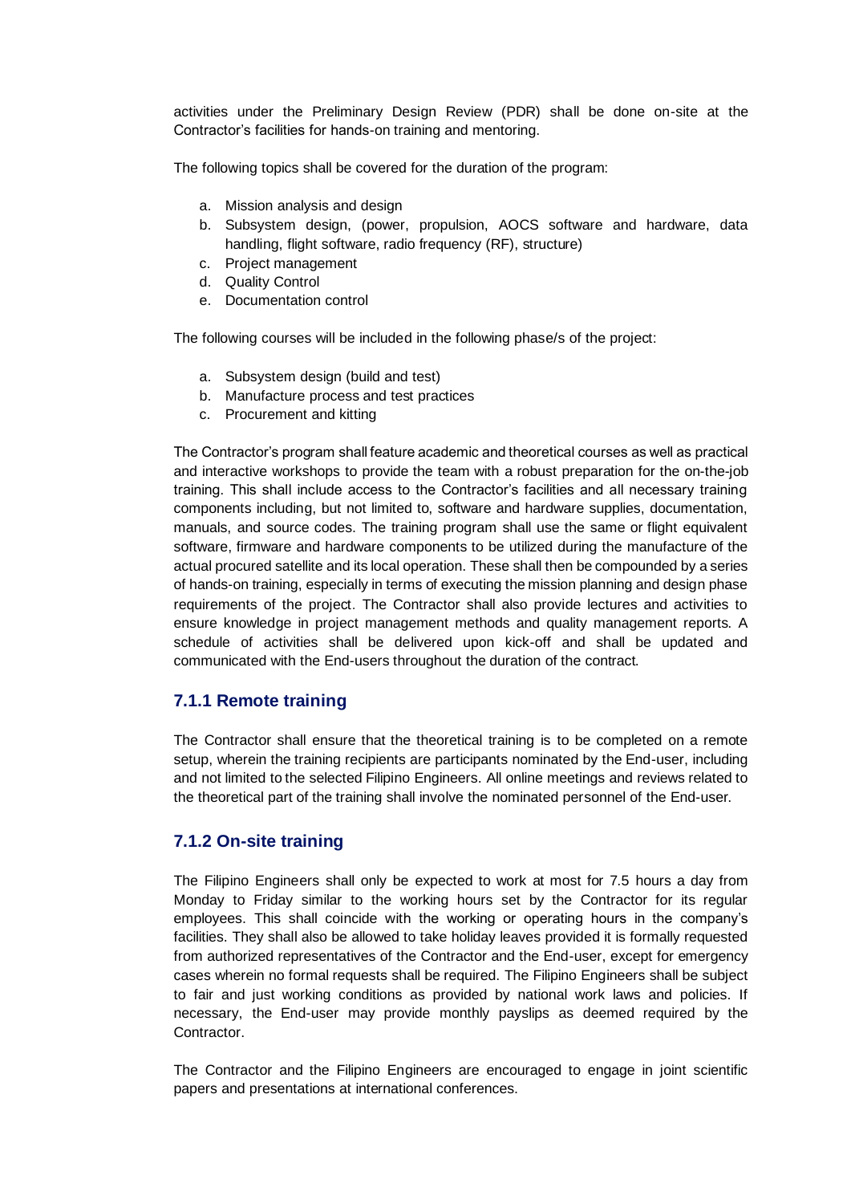activities under the Preliminary Design Review (PDR) shall be done on-site at the Contractor's facilities for hands-on training and mentoring.

The following topics shall be covered for the duration of the program:

a. Mission analysis and design
b. Subsystem design, (power, propulsion, AOCS software and hardware, data handling, flight software, radio frequency (RF), structure)
c. Project management
d. Quality Control
e. Documentation control

The following courses will be included in the following phase/s of the project:

a. Subsystem design (build and test)
b. Manufacture process and test practices
c. Procurement and kitting

The Contractor's program shall feature academic and theoretical courses as well as practical and interactive workshops to provide the team with a robust preparation for the on-the-job training. This shall include access to the Contractor's facilities and all necessary training components including, but not limited to, software and hardware supplies, documentation, manuals, and source codes. The training program shall use the same or flight equivalent software, firmware and hardware components to be utilized during the manufacture of the actual procured satellite and its local operation. These shall then be compounded by a series of hands-on training, especially in terms of executing the mission planning and design phase requirements of the project. The Contractor shall also provide lectures and activities to ensure knowledge in project management methods and quality management reports. A schedule of activities shall be delivered upon kick-off and shall be updated and communicated with the End-users throughout the duration of the contract.

### 7.1.1 Remote training

The Contractor shall ensure that the theoretical training is to be completed on a remote setup, wherein the training recipients are participants nominated by the End-user, including and not limited to the selected Filipino Engineers. All online meetings and reviews related to the theoretical part of the training shall involve the nominated personnel of the End-user.

### 7.1.2 On-site training

The Filipino Engineers shall only be expected to work at most for 7.5 hours a day from Monday to Friday similar to the working hours set by the Contractor for its regular employees. This shall coincide with the working or operating hours in the company's facilities. They shall also be allowed to take holiday leaves provided it is formally requested from authorized representatives of the Contractor and the End-user, except for emergency cases wherein no formal requests shall be required. The Filipino Engineers shall be subject to fair and just working conditions as provided by national work laws and policies. If necessary, the End-user may provide monthly payslips as deemed required by the Contractor.

The Contractor and the Filipino Engineers are encouraged to engage in joint scientific papers and presentations at international conferences.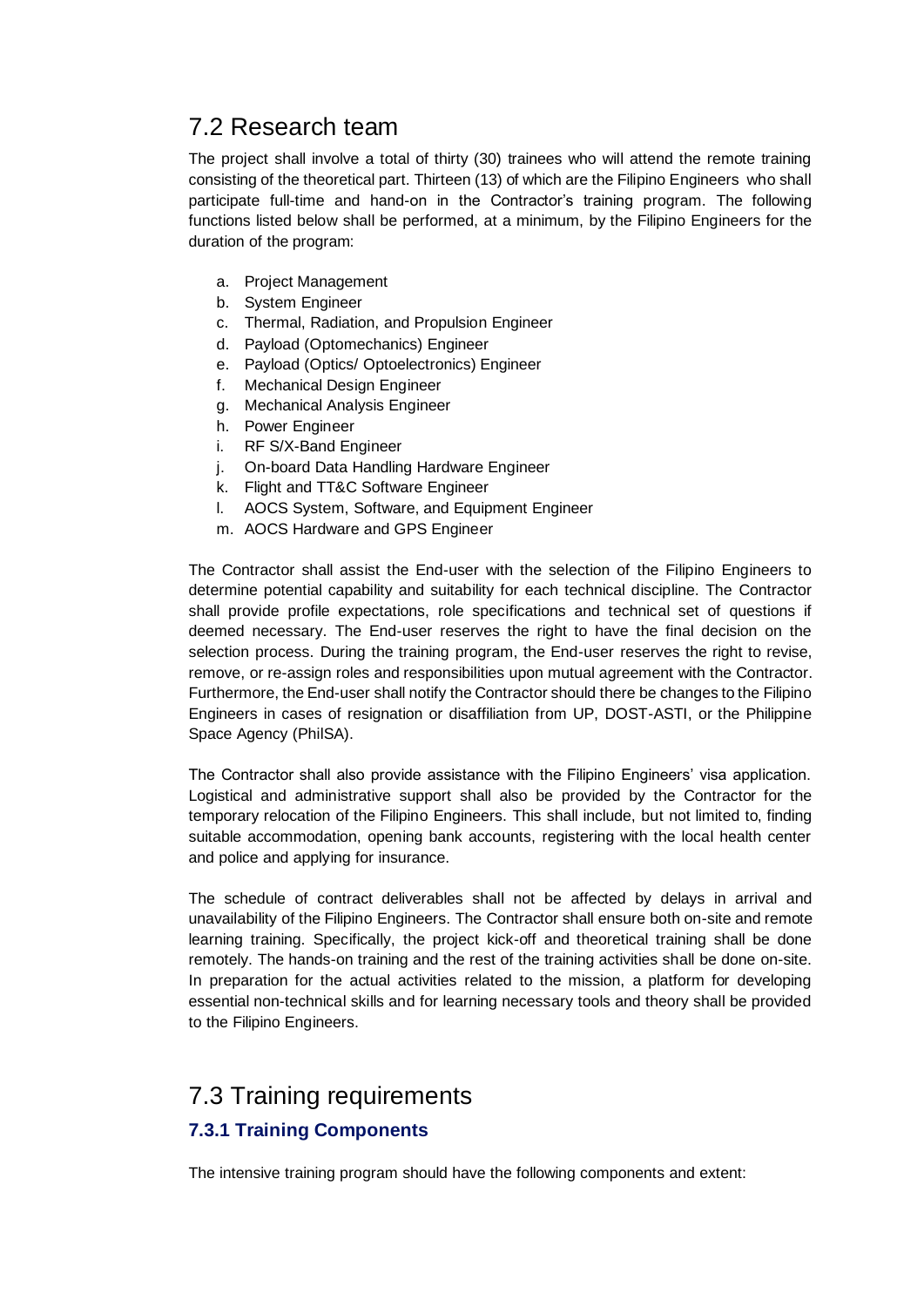## 7.2 Research team

The project shall involve a total of thirty (30) trainees who will attend the remote training consisting of the theoretical part. Thirteen (13) of which are the Filipino Engineers who shall participate full-time and hand-on in the Contractor's training program. The following functions listed below shall be performed, at a minimum, by the Filipino Engineers for the duration of the program:

a. Project Management
b. System Engineer
c. Thermal, Radiation, and Propulsion Engineer
d. Payload (Optomechanics) Engineer
e. Payload (Optics/ Optoelectronics) Engineer
f. Mechanical Design Engineer
g. Mechanical Analysis Engineer
h. Power Engineer
i. RF S/X-Band Engineer
j. On-board Data Handling Hardware Engineer
k. Flight and TT&C Software Engineer
l. AOCS System, Software, and Equipment Engineer
m. AOCS Hardware and GPS Engineer

The Contractor shall assist the End-user with the selection of the Filipino Engineers to determine potential capability and suitability for each technical discipline. The Contractor shall provide profile expectations, role specifications and technical set of questions if deemed necessary. The End-user reserves the right to have the final decision on the selection process. During the training program, the End-user reserves the right to revise, remove, or re-assign roles and responsibilities upon mutual agreement with the Contractor. Furthermore, the End-user shall notify the Contractor should there be changes to the Filipino Engineers in cases of resignation or disaffiliation from UP, DOST-ASTI, or the Philippine Space Agency (PhilSA).

The Contractor shall also provide assistance with the Filipino Engineers' visa application. Logistical and administrative support shall also be provided by the Contractor for the temporary relocation of the Filipino Engineers. This shall include, but not limited to, finding suitable accommodation, opening bank accounts, registering with the local health center and police and applying for insurance.

The schedule of contract deliverables shall not be affected by delays in arrival and unavailability of the Filipino Engineers. The Contractor shall ensure both on-site and remote learning training. Specifically, the project kick-off and theoretical training shall be done remotely. The hands-on training and the rest of the training activities shall be done on-site. In preparation for the actual activities related to the mission, a platform for developing essential non-technical skills and for learning necessary tools and theory shall be provided to the Filipino Engineers.

## 7.3 Training requirements

### 7.3.1 Training Components

The intensive training program should have the following components and extent: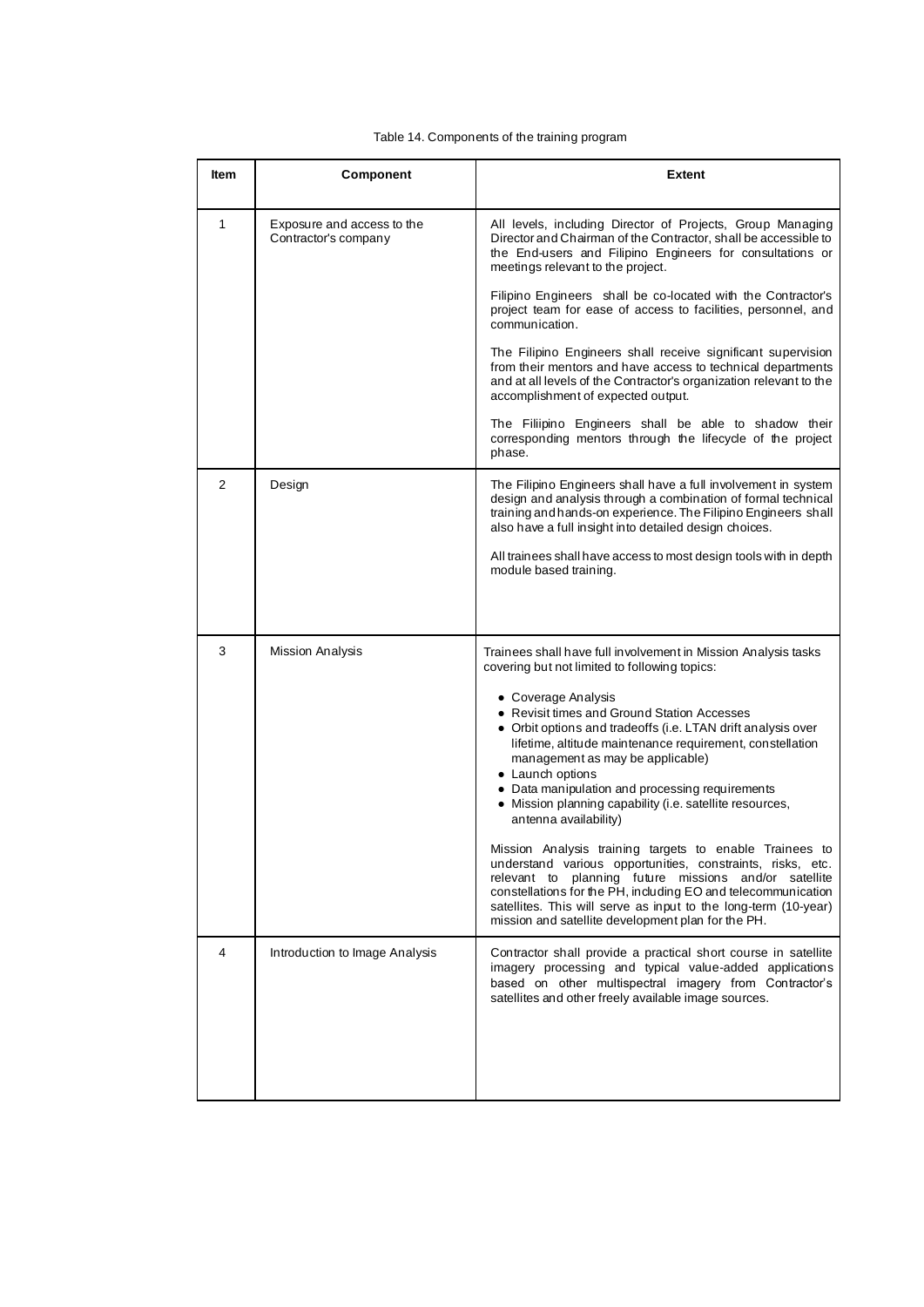Table 14. Components of the training program

| Item | Component | Extent |
|---|---|---|
| 1 | Exposure and access to the Contractor's company | All levels, including Director of Projects, Group Managing Director and Chairman of the Contractor, shall be accessible to the End-users and Filipino Engineers for consultations or meetings relevant to the project.<br><br>Filipino Engineers shall be co-located with the Contractor's project team for ease of access to facilities, personnel, and communication.<br><br>The Filipino Engineers shall receive significant supervision from their mentors and have access to technical departments and at all levels of the Contractor's organization relevant to the accomplishment of expected output.<br><br>The Filiipino Engineers shall be able to shadow their corresponding mentors through the lifecycle of the project phase. |
| 2 | Design | The Filipino Engineers shall have a full involvement in system design and analysis through a combination of formal technical training and hands-on experience. The Filipino Engineers shall also have a full insight into detailed design choices.<br><br>All trainees shall have access to most design tools with in depth module based training. |
| 3 | Mission Analysis | Trainees shall have full involvement in Mission Analysis tasks covering but not limited to following topics:<br><br>• Coverage Analysis<br>• Revisit times and Ground Station Accesses<br>• Orbit options and tradeoffs (i.e. LTAN drift analysis over lifetime, altitude maintenance requirement, constellation management as may be applicable)<br>• Launch options<br>• Data manipulation and processing requirements<br>• Mission planning capability (i.e. satellite resources, antenna availability)<br><br>Mission Analysis training targets to enable Trainees to understand various opportunities, constraints, risks, etc. relevant to planning future missions and/or satellite constellations for the PH, including EO and telecommunication satellites. This will serve as input to the long-term (10-year) mission and satellite development plan for the PH. |
| 4 | Introduction to Image Analysis | Contractor shall provide a practical short course in satellite imagery processing and typical value-added applications based on other multispectral imagery from Contractor's satellites and other freely available image sources. |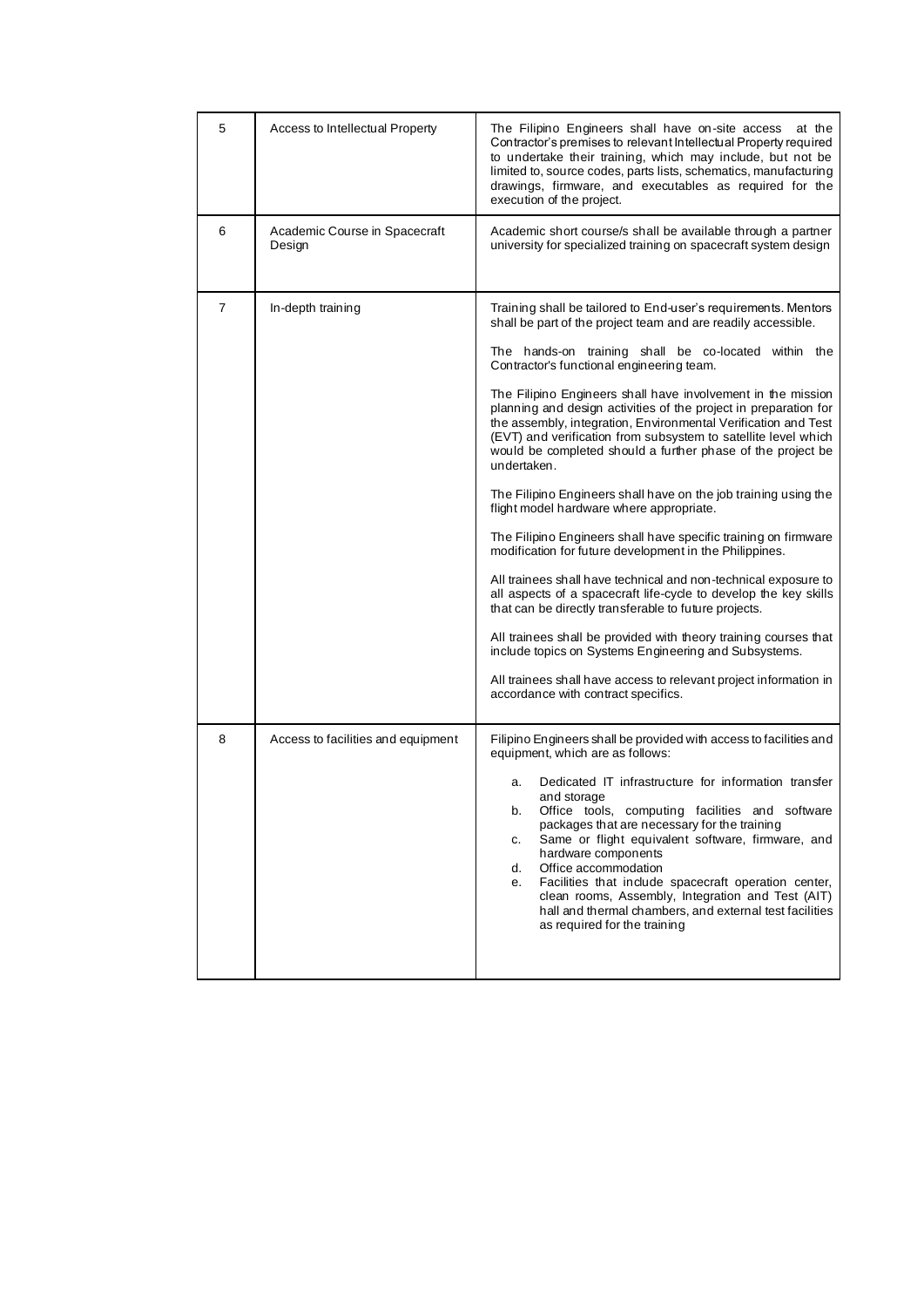| | | |
|---|---|---|
| 5 | Access to Intellectual Property | The Filipino Engineers shall have on-site access at the Contractor's premises to relevant Intellectual Property required to undertake their training, which may include, but not be limited to, source codes, parts lists, schematics, manufacturing drawings, firmware, and executables as required for the execution of the project. |
| 6 | Academic Course in Spacecraft Design | Academic short course/s shall be available through a partner university for specialized training on spacecraft system design |
| 7 | In-depth training | Training shall be tailored to End-user's requirements. Mentors shall be part of the project team and are readily accessible.<br><br>The hands-on training shall be co-located within the Contractor's functional engineering team.<br><br>The Filipino Engineers shall have involvement in the mission planning and design activities of the project in preparation for the assembly, integration, Environmental Verification and Test (EVT) and verification from subsystem to satellite level which would be completed should a further phase of the project be undertaken.<br><br>The Filipino Engineers shall have on the job training using the flight model hardware where appropriate.<br><br>The Filipino Engineers shall have specific training on firmware modification for future development in the Philippines.<br><br>All trainees shall have technical and non-technical exposure to all aspects of a spacecraft life-cycle to develop the key skills that can be directly transferable to future projects.<br><br>All trainees shall be provided with theory training courses that include topics on Systems Engineering and Subsystems.<br><br>All trainees shall have access to relevant project information in accordance with contract specifics. |
| 8 | Access to facilities and equipment | Filipino Engineers shall be provided with access to facilities and equipment, which are as follows:<br><br>a. Dedicated IT infrastructure for information transfer and storage<br>b. Office tools, computing facilities and software packages that are necessary for the training<br>c. Same or flight equivalent software, firmware, and hardware components<br>d. Office accommodation<br>e. Facilities that include spacecraft operation center, clean rooms, Assembly, Integration and Test (AIT) hall and thermal chambers, and external test facilities as required for the training |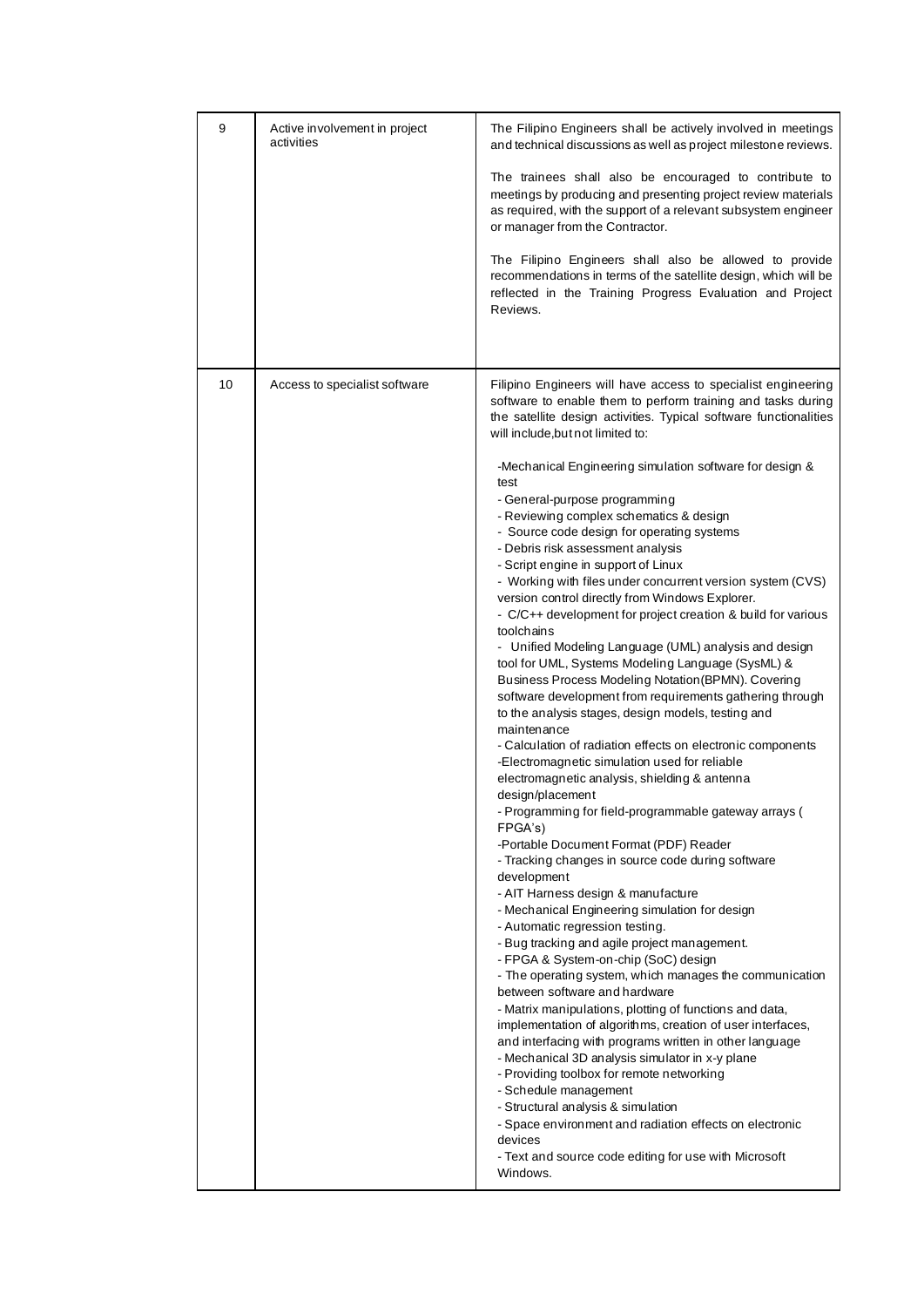| 9 | Active involvement in project activities | The Filipino Engineers shall be actively involved in meetings and technical discussions as well as project milestone reviews.<br><br>The trainees shall also be encouraged to contribute to meetings by producing and presenting project review materials as required, with the support of a relevant subsystem engineer or manager from the Contractor.<br><br>The Filipino Engineers shall also be allowed to provide recommendations in terms of the satellite design, which will be reflected in the Training Progress Evaluation and Project Reviews. |
|---|---|---|
| 10 | Access to specialist software | Filipino Engineers will have access to specialist engineering software to enable them to perform training and tasks during the satellite design activities. Typical software functionalities will include,but not limited to:<br><br>-Mechanical Engineering simulation software for design & test<br>- General-purpose programming<br>- Reviewing complex schematics & design<br>- Source code design for operating systems<br>- Debris risk assessment analysis<br>- Script engine in support of Linux<br>- Working with files under concurrent version system (CVS) version control directly from Windows Explorer.<br>- C/C++ development for project creation & build for various toolchains<br>- Unified Modeling Language (UML) analysis and design tool for UML, Systems Modeling Language (SysML) & Business Process Modeling Notation(BPMN). Covering software development from requirements gathering through to the analysis stages, design models, testing and maintenance<br>- Calculation of radiation effects on electronic components<br>-Electromagnetic simulation used for reliable electromagnetic analysis, shielding & antenna design/placement<br>- Programming for field-programmable gateway arrays ( FPGA's)<br>-Portable Document Format (PDF) Reader<br>- Tracking changes in source code during software development<br>- AIT Harness design & manufacture<br>- Mechanical Engineering simulation for design<br>- Automatic regression testing.<br>- Bug tracking and agile project management.<br>- FPGA & System-on-chip (SoC) design<br>- The operating system, which manages the communication between software and hardware<br>- Matrix manipulations, plotting of functions and data, implementation of algorithms, creation of user interfaces, and interfacing with programs written in other language<br>- Mechanical 3D analysis simulator in x-y plane<br>- Providing toolbox for remote networking<br>- Schedule management<br>- Structural analysis & simulation<br>- Space environment and radiation effects on electronic devices<br>- Text and source code editing for use with Microsoft Windows. |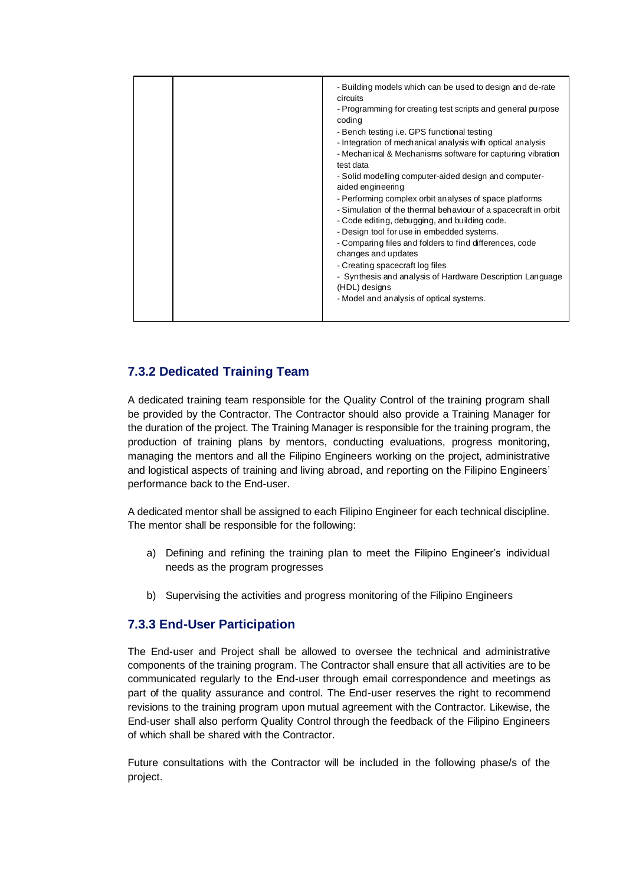|  |  | - Building models which can be used to design and de-rate circuits<br>- Programming for creating test scripts and general purpose coding<br>- Bench testing i.e. GPS functional testing<br>- Integration of mechanical analysis with optical analysis<br>- Mechanical & Mechanisms software for capturing vibration test data<br>- Solid modelling computer-aided design and computer-aided engineering<br>- Performing complex orbit analyses of space platforms<br>- Simulation of the thermal behaviour of a spacecraft in orbit<br>- Code editing, debugging, and building code.<br>- Design tool for use in embedded systems.<br>- Comparing files and folders to find differences, code changes and updates<br>- Creating spacecraft log files<br>- Synthesis and analysis of Hardware Description Language (HDL) designs<br>- Model and analysis of optical systems. |
|---|---|---|

### 7.3.2 Dedicated Training Team

A dedicated training team responsible for the Quality Control of the training program shall be provided by the Contractor. The Contractor should also provide a Training Manager for the duration of the project. The Training Manager is responsible for the training program, the production of training plans by mentors, conducting evaluations, progress monitoring, managing the mentors and all the Filipino Engineers working on the project, administrative and logistical aspects of training and living abroad, and reporting on the Filipino Engineers' performance back to the End-user.

A dedicated mentor shall be assigned to each Filipino Engineer for each technical discipline. The mentor shall be responsible for the following:

a) Defining and refining the training plan to meet the Filipino Engineer's individual needs as the program progresses

b) Supervising the activities and progress monitoring of the Filipino Engineers

### 7.3.3 End-User Participation

The End-user and Project shall be allowed to oversee the technical and administrative components of the training program. The Contractor shall ensure that all activities are to be communicated regularly to the End-user through email correspondence and meetings as part of the quality assurance and control. The End-user reserves the right to recommend revisions to the training program upon mutual agreement with the Contractor. Likewise, the End-user shall also perform Quality Control through the feedback of the Filipino Engineers of which shall be shared with the Contractor.

Future consultations with the Contractor will be included in the following phase/s of the project.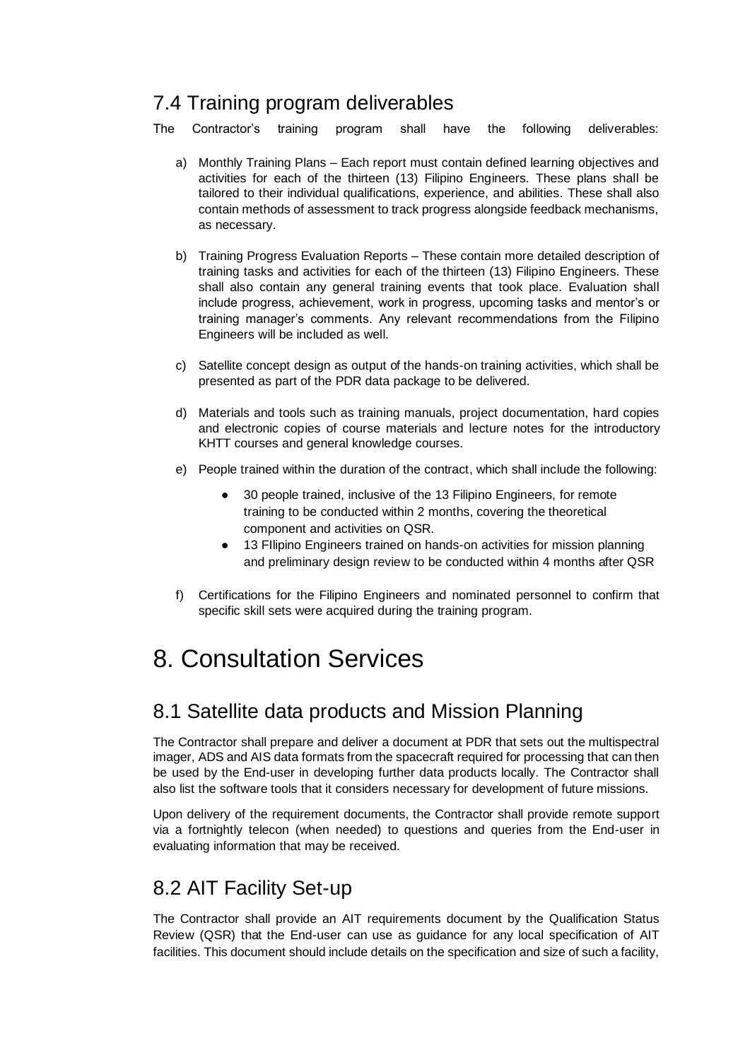## 7.4 Training program deliverables

The Contractor's training program shall have the following deliverables:

a) Monthly Training Plans – Each report must contain defined learning objectives and activities for each of the thirteen (13) Filipino Engineers. These plans shall be tailored to their individual qualifications, experience, and abilities. These shall also contain methods of assessment to track progress alongside feedback mechanisms, as necessary.

b) Training Progress Evaluation Reports – These contain more detailed description of training tasks and activities for each of the thirteen (13) Filipino Engineers. These shall also contain any general training events that took place. Evaluation shall include progress, achievement, work in progress, upcoming tasks and mentor's or training manager's comments. Any relevant recommendations from the Filipino Engineers will be included as well.

c) Satellite concept design as output of the hands-on training activities, which shall be presented as part of the PDR data package to be delivered.

d) Materials and tools such as training manuals, project documentation, hard copies and electronic copies of course materials and lecture notes for the introductory KHTT courses and general knowledge courses.

e) People trained within the duration of the contract, which shall include the following:

    - 30 people trained, inclusive of the 13 Filipino Engineers, for remote training to be conducted within 2 months, covering the theoretical component and activities on QSR.
    - 13 FIlipino Engineers trained on hands-on activities for mission planning and preliminary design review to be conducted within 4 months after QSR

f) Certifications for the Filipino Engineers and nominated personnel to confirm that specific skill sets were acquired during the training program.

# 8. Consultation Services

## 8.1 Satellite data products and Mission Planning

The Contractor shall prepare and deliver a document at PDR that sets out the multispectral imager, ADS and AIS data formats from the spacecraft required for processing that can then be used by the End-user in developing further data products locally. The Contractor shall also list the software tools that it considers necessary for development of future missions.

Upon delivery of the requirement documents, the Contractor shall provide remote support via a fortnightly telecon (when needed) to questions and queries from the End-user in evaluating information that may be received.

## 8.2 AIT Facility Set-up

The Contractor shall provide an AIT requirements document by the Qualification Status Review (QSR) that the End-user can use as guidance for any local specification of AIT facilities. This document should include details on the specification and size of such a facility,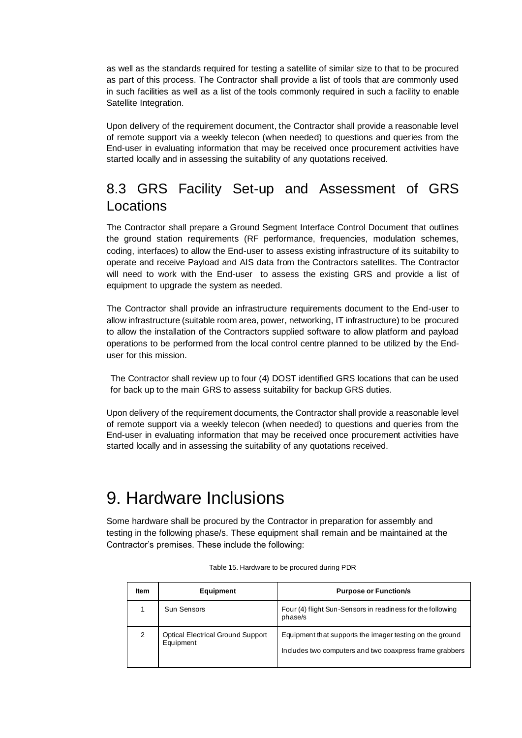as well as the standards required for testing a satellite of similar size to that to be procured as part of this process. The Contractor shall provide a list of tools that are commonly used in such facilities as well as a list of the tools commonly required in such a facility to enable Satellite Integration.

Upon delivery of the requirement document, the Contractor shall provide a reasonable level of remote support via a weekly telecon (when needed) to questions and queries from the End-user in evaluating information that may be received once procurement activities have started locally and in assessing the suitability of any quotations received.

## 8.3 GRS Facility Set-up and Assessment of GRS Locations

The Contractor shall prepare a Ground Segment Interface Control Document that outlines the ground station requirements (RF performance, frequencies, modulation schemes, coding, interfaces) to allow the End-user to assess existing infrastructure of its suitability to operate and receive Payload and AIS data from the Contractors satellites. The Contractor will need to work with the End-user to assess the existing GRS and provide a list of equipment to upgrade the system as needed.

The Contractor shall provide an infrastructure requirements document to the End-user to allow infrastructure (suitable room area, power, networking, IT infrastructure) to be procured to allow the installation of the Contractors supplied software to allow platform and payload operations to be performed from the local control centre planned to be utilized by the End-user for this mission.

The Contractor shall review up to four (4) DOST identified GRS locations that can be used for back up to the main GRS to assess suitability for backup GRS duties.

Upon delivery of the requirement documents, the Contractor shall provide a reasonable level of remote support via a weekly telecon (when needed) to questions and queries from the End-user in evaluating information that may be received once procurement activities have started locally and in assessing the suitability of any quotations received.

# 9. Hardware Inclusions

Some hardware shall be procured by the Contractor in preparation for assembly and testing in the following phase/s. These equipment shall remain and be maintained at the Contractor's premises. These include the following:

Table 15. Hardware to be procured during PDR

| Item | Equipment | Purpose or Function/s |
|---|---|---|
| 1 | Sun Sensors | Four (4) flight Sun-Sensors in readiness for the following phase/s |
| 2 | Optical Electrical Ground Support Equipment | Equipment that supports the imager testing on the ground<br>Includes two computers and two coaxpress frame grabbers |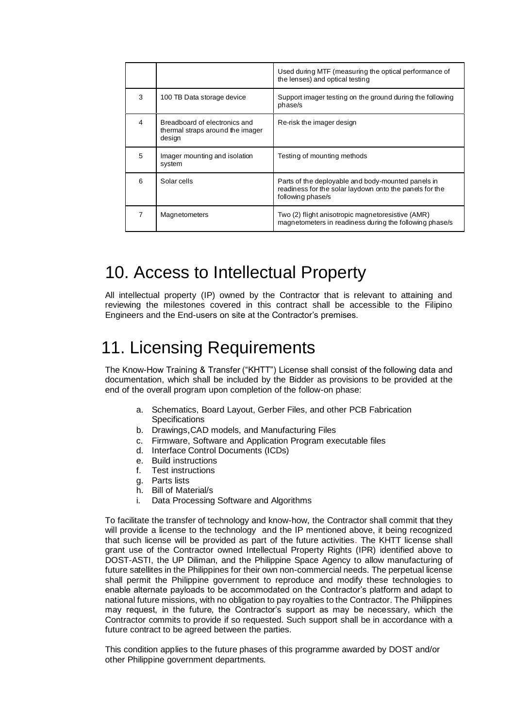| | | |
|---|---|---|
| | | Used during MTF (measuring the optical performance of the lenses) and optical testing |
| 3 | 100 TB Data storage device | Support imager testing on the ground during the following phase/s |
| 4 | Breadboard of electronics and thermal straps around the imager design | Re-risk the imager design |
| 5 | Imager mounting and isolation system | Testing of mounting methods |
| 6 | Solar cells | Parts of the deployable and body-mounted panels in readiness for the solar laydown onto the panels for the following phase/s |
| 7 | Magnetometers | Two (2) flight anisotropic magnetoresistive (AMR) magnetometers in readiness during the following phase/s |

# 10. Access to Intellectual Property

All intellectual property (IP) owned by the Contractor that is relevant to attaining and reviewing the milestones covered in this contract shall be accessible to the Filipino Engineers and the End-users on site at the Contractor's premises.

# 11. Licensing Requirements

The Know-How Training & Transfer ("KHTT") License shall consist of the following data and documentation, which shall be included by the Bidder as provisions to be provided at the end of the overall program upon completion of the follow-on phase:

a. Schematics, Board Layout, Gerber Files, and other PCB Fabrication Specifications
b. Drawings,CAD models, and Manufacturing Files
c. Firmware, Software and Application Program executable files
d. Interface Control Documents (ICDs)
e. Build instructions
f. Test instructions
g. Parts lists
h. Bill of Material/s
i. Data Processing Software and Algorithms

To facilitate the transfer of technology and know-how, the Contractor shall commit that they will provide a license to the technology and the IP mentioned above, it being recognized that such license will be provided as part of the future activities. The KHTT license shall grant use of the Contractor owned Intellectual Property Rights (IPR) identified above to DOST-ASTI, the UP Diliman, and the Philippine Space Agency to allow manufacturing of future satellites in the Philippines for their own non-commercial needs. The perpetual license shall permit the Philippine government to reproduce and modify these technologies to enable alternate payloads to be accommodated on the Contractor's platform and adapt to national future missions, with no obligation to pay royalties to the Contractor. The Philippines may request, in the future, the Contractor's support as may be necessary, which the Contractor commits to provide if so requested. Such support shall be in accordance with a future contract to be agreed between the parties.

This condition applies to the future phases of this programme awarded by DOST and/or other Philippine government departments.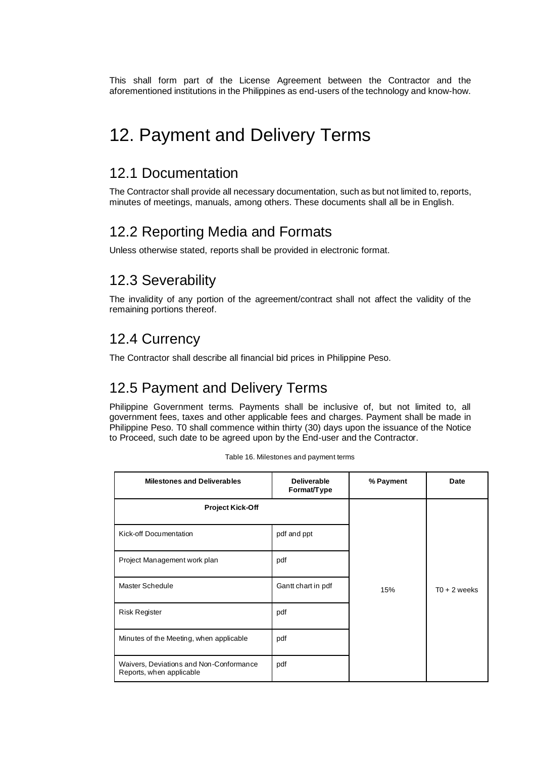This shall form part of the License Agreement between the Contractor and the aforementioned institutions in the Philippines as end-users of the technology and know-how.

# 12. Payment and Delivery Terms

## 12.1 Documentation

The Contractor shall provide all necessary documentation, such as but not limited to, reports, minutes of meetings, manuals, among others. These documents shall all be in English.

## 12.2 Reporting Media and Formats

Unless otherwise stated, reports shall be provided in electronic format.

## 12.3 Severability

The invalidity of any portion of the agreement/contract shall not affect the validity of the remaining portions thereof.

## 12.4 Currency

The Contractor shall describe all financial bid prices in Philippine Peso.

## 12.5 Payment and Delivery Terms

Philippine Government terms. Payments shall be inclusive of, but not limited to, all government fees, taxes and other applicable fees and charges. Payment shall be made in Philippine Peso. T0 shall commence within thirty (30) days upon the issuance of the Notice to Proceed, such date to be agreed upon by the End-user and the Contractor.

Table 16. Milestones and payment terms

| Milestones and Deliverables | Deliverable Format/Type | % Payment | Date |
|---|---|---|---|
| **Project Kick-Off** | | 15% | T0 + 2 weeks |
| Kick-off Documentation | pdf and ppt | | |
| Project Management work plan | pdf | | |
| Master Schedule | Gantt chart in pdf | | |
| Risk Register | pdf | | |
| Minutes of the Meeting, when applicable | pdf | | |
| Waivers, Deviations and Non-Conformance Reports, when applicable | pdf | | |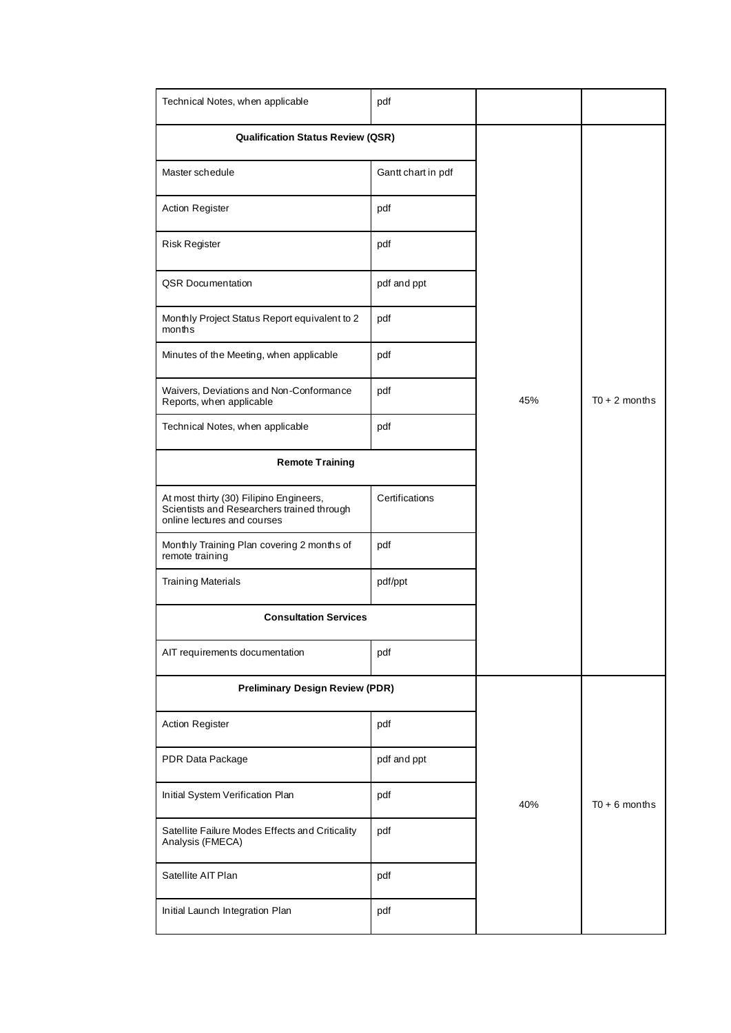| | | | |
|---|---|---|---|
| Technical Notes, when applicable | pdf | | |
| **Qualification Status Review (QSR)** | | 45% | T0 + 2 months |
| Master schedule | Gantt chart in pdf | | |
| Action Register | pdf | | |
| Risk Register | pdf | | |
| QSR Documentation | pdf and ppt | | |
| Monthly Project Status Report equivalent to 2 months | pdf | | |
| Minutes of the Meeting, when applicable | pdf | | |
| Waivers, Deviations and Non-Conformance Reports, when applicable | pdf | | |
| Technical Notes, when applicable | pdf | | |
| **Remote Training** | | | |
| At most thirty (30) Filipino Engineers, Scientists and Researchers trained through online lectures and courses | Certifications | | |
| Monthly Training Plan covering 2 months of remote training | pdf | | |
| Training Materials | pdf/ppt | | |
| **Consultation Services** | | | |
| AIT requirements documentation | pdf | | |
| **Preliminary Design Review (PDR)** | | 40% | T0 + 6 months |
| Action Register | pdf | | |
| PDR Data Package | pdf and ppt | | |
| Initial System Verification Plan | pdf | | |
| Satellite Failure Modes Effects and Criticality Analysis (FMECA) | pdf | | |
| Satellite AIT Plan | pdf | | |
| Initial Launch Integration Plan | pdf | | |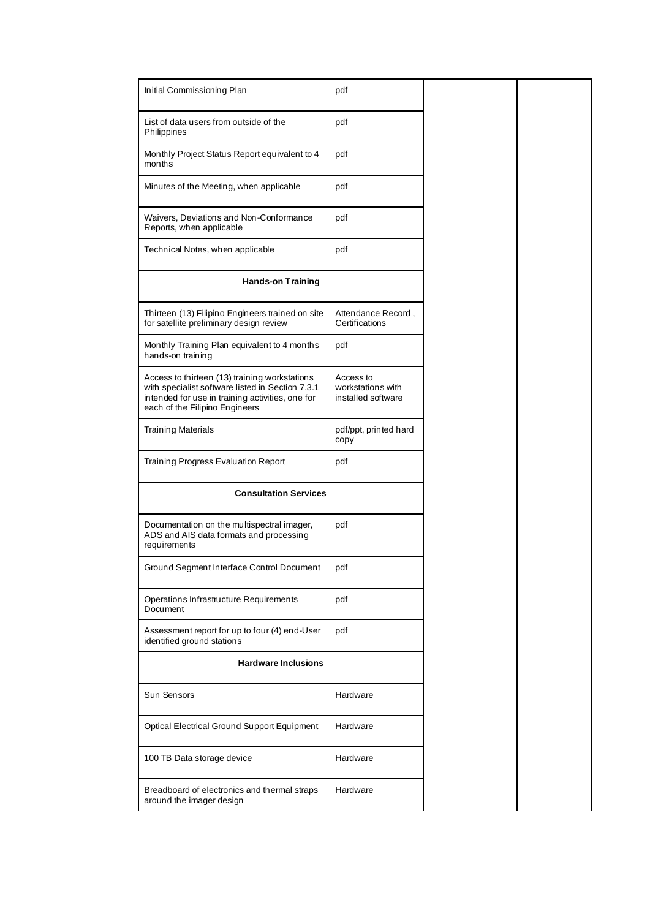| | | | |
|---|---|---|---|
| Initial Commissioning Plan | pdf | | |
| List of data users from outside of the Philippines | pdf | | |
| Monthly Project Status Report equivalent to 4 months | pdf | | |
| Minutes of the Meeting, when applicable | pdf | | |
| Waivers, Deviations and Non-Conformance Reports, when applicable | pdf | | |
| Technical Notes, when applicable | pdf | | |
| **Hands-on Training** | | | |
| Thirteen (13) Filipino Engineers trained on site for satellite preliminary design review | Attendance Record , Certifications | | |
| Monthly Training Plan equivalent to 4 months hands-on training | pdf | | |
| Access to thirteen (13) training workstations with specialist software listed in Section 7.3.1 intended for use in training activities, one for each of the Filipino Engineers | Access to workstations with installed software | | |
| Training Materials | pdf/ppt, printed hard copy | | |
| Training Progress Evaluation Report | pdf | | |
| **Consultation Services** | | | |
| Documentation on the multispectral imager, ADS and AIS data formats and processing requirements | pdf | | |
| Ground Segment Interface Control Document | pdf | | |
| Operations Infrastructure Requirements Document | pdf | | |
| Assessment report for up to four (4) end-User identified ground stations | pdf | | |
| **Hardware Inclusions** | | | |
| Sun Sensors | Hardware | | |
| Optical Electrical Ground Support Equipment | Hardware | | |
| 100 TB Data storage device | Hardware | | |
| Breadboard of electronics and thermal straps around the imager design | Hardware | | |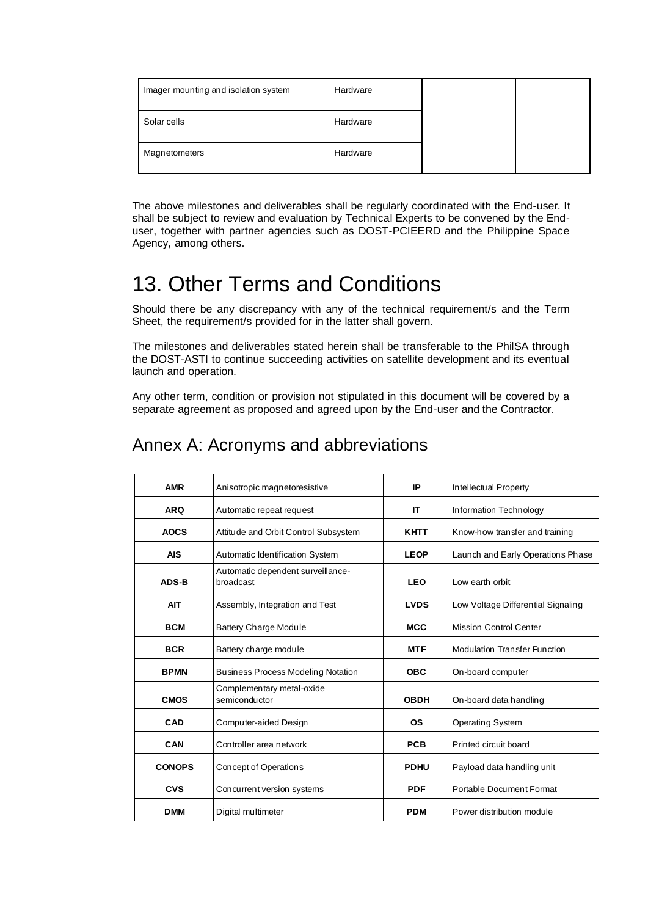| Imager mounting and isolation system | Hardware | | |
|---|---|---|---|
| Solar cells | Hardware | | |
| Magnetometers | Hardware | | |

The above milestones and deliverables shall be regularly coordinated with the End-user. It shall be subject to review and evaluation by Technical Experts to be convened by the End-user, together with partner agencies such as DOST-PCIEERD and the Philippine Space Agency, among others.

# 13. Other Terms and Conditions

Should there be any discrepancy with any of the technical requirement/s and the Term Sheet, the requirement/s provided for in the latter shall govern.

The milestones and deliverables stated herein shall be transferable to the PhilSA through the DOST-ASTI to continue succeeding activities on satellite development and its eventual launch and operation.

Any other term, condition or provision not stipulated in this document will be covered by a separate agreement as proposed and agreed upon by the End-user and the Contractor.

## Annex A: Acronyms and abbreviations

| | | | |
|---|---|---|---|
| **AMR** | Anisotropic magnetoresistive | **IP** | Intellectual Property |
| **ARQ** | Automatic repeat request | **IT** | Information Technology |
| **AOCS** | Attitude and Orbit Control Subsystem | **KHTT** | Know-how transfer and training |
| **AIS** | Automatic Identification System | **LEOP** | Launch and Early Operations Phase |
| **ADS-B** | Automatic dependent surveillance-broadcast | **LEO** | Low earth orbit |
| **AIT** | Assembly, Integration and Test | **LVDS** | Low Voltage Differential Signaling |
| **BCM** | Battery Charge Module | **MCC** | Mission Control Center |
| **BCR** | Battery charge module | **MTF** | Modulation Transfer Function |
| **BPMN** | Business Process Modeling Notation | **OBC** | On-board computer |
| **CMOS** | Complementary metal-oxide semiconductor | **OBDH** | On-board data handling |
| **CAD** | Computer-aided Design | **OS** | Operating System |
| **CAN** | Controller area network | **PCB** | Printed circuit board |
| **CONOPS** | Concept of Operations | **PDHU** | Payload data handling unit |
| **CVS** | Concurrent version systems | **PDF** | Portable Document Format |
| **DMM** | Digital multimeter | **PDM** | Power distribution module |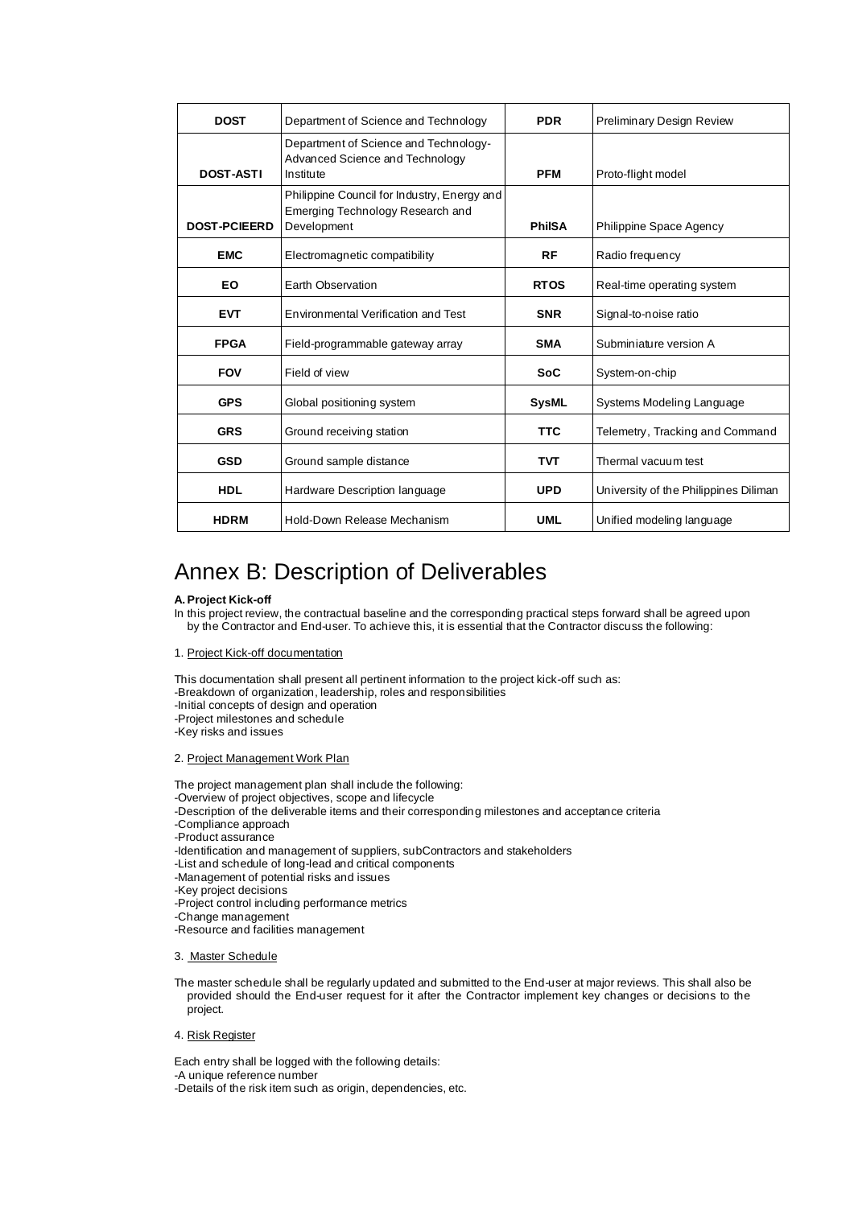| DOST | Department of Science and Technology | PDR | Preliminary Design Review |
|---|---|---|---|
| DOST-ASTI | Department of Science and Technology-Advanced Science and Technology Institute | PFM | Proto-flight model |
| DOST-PCIEERD | Philippine Council for Industry, Energy and Emerging Technology Research and Development | PhilSA | Philippine Space Agency |
| EMC | Electromagnetic compatibility | RF | Radio frequency |
| EO | Earth Observation | RTOS | Real-time operating system |
| EVT | Environmental Verification and Test | SNR | Signal-to-noise ratio |
| FPGA | Field-programmable gateway array | SMA | Subminiature version A |
| FOV | Field of view | SoC | System-on-chip |
| GPS | Global positioning system | SysML | Systems Modeling Language |
| GRS | Ground receiving station | TTC | Telemetry, Tracking and Command |
| GSD | Ground sample distance | TVT | Thermal vacuum test |
| HDL | Hardware Description language | UPD | University of the Philippines Diliman |
| HDRM | Hold-Down Release Mechanism | UML | Unified modeling language |

# Annex B: Description of Deliverables

**A. Project Kick-off**

In this project review, the contractual baseline and the corresponding practical steps forward shall be agreed upon by the Contractor and End-user. To achieve this, it is essential that the Contractor discuss the following:

1. Project Kick-off documentation

This documentation shall present all pertinent information to the project kick-off such as:
-Breakdown of organization, leadership, roles and responsibilities
-Initial concepts of design and operation
-Project milestones and schedule
-Key risks and issues

2. Project Management Work Plan

The project management plan shall include the following:
-Overview of project objectives, scope and lifecycle
-Description of the deliverable items and their corresponding milestones and acceptance criteria
-Compliance approach
-Product assurance
-Identification and management of suppliers, subContractors and stakeholders
-List and schedule of long-lead and critical components
-Management of potential risks and issues
-Key project decisions
-Project control including performance metrics
-Change management
-Resource and facilities management

3. Master Schedule

The master schedule shall be regularly updated and submitted to the End-user at major reviews. This shall also be provided should the End-user request for it after the Contractor implement key changes or decisions to the project.

4. Risk Register

Each entry shall be logged with the following details:
-A unique reference number
-Details of the risk item such as origin, dependencies, etc.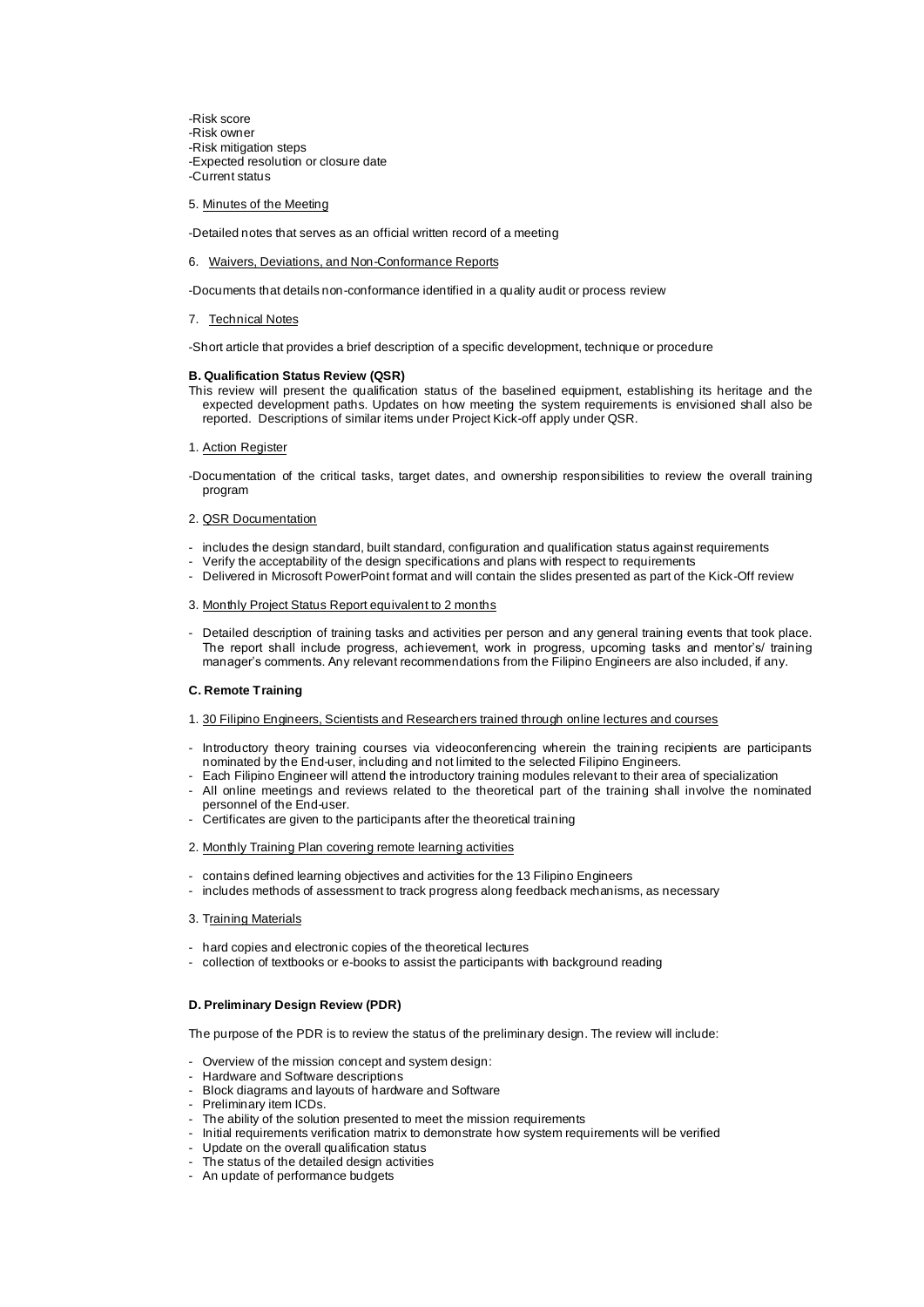-Risk score
-Risk owner
-Risk mitigation steps
-Expected resolution or closure date
-Current status

5. Minutes of the Meeting

-Detailed notes that serves as an official written record of a meeting

6. Waivers, Deviations, and Non-Conformance Reports

-Documents that details non-conformance identified in a quality audit or process review

7. Technical Notes

-Short article that provides a brief description of a specific development, technique or procedure

**B. Qualification Status Review (QSR)**

This review will present the qualification status of the baselined equipment, establishing its heritage and the expected development paths. Updates on how meeting the system requirements is envisioned shall also be reported. Descriptions of similar items under Project Kick-off apply under QSR.

1. Action Register

-Documentation of the critical tasks, target dates, and ownership responsibilities to review the overall training program

2. QSR Documentation

- includes the design standard, built standard, configuration and qualification status against requirements
- Verify the acceptability of the design specifications and plans with respect to requirements
- Delivered in Microsoft PowerPoint format and will contain the slides presented as part of the Kick-Off review

3. Monthly Project Status Report equivalent to 2 months

- Detailed description of training tasks and activities per person and any general training events that took place. The report shall include progress, achievement, work in progress, upcoming tasks and mentor's/ training manager's comments. Any relevant recommendations from the Filipino Engineers are also included, if any.

**C. Remote Training**

1. 30 Filipino Engineers, Scientists and Researchers trained through online lectures and courses

- Introductory theory training courses via videoconferencing wherein the training recipients are participants nominated by the End-user, including and not limited to the selected Filipino Engineers.
- Each Filipino Engineer will attend the introductory training modules relevant to their area of specialization
- All online meetings and reviews related to the theoretical part of the training shall involve the nominated personnel of the End-user.
- Certificates are given to the participants after the theoretical training

2. Monthly Training Plan covering remote learning activities

- contains defined learning objectives and activities for the 13 Filipino Engineers
- includes methods of assessment to track progress along feedback mechanisms, as necessary

3. Training Materials

- hard copies and electronic copies of the theoretical lectures
- collection of textbooks or e-books to assist the participants with background reading

**D. Preliminary Design Review (PDR)**

The purpose of the PDR is to review the status of the preliminary design. The review will include:

- Overview of the mission concept and system design:
- Hardware and Software descriptions
- Block diagrams and layouts of hardware and Software
- Preliminary item ICDs.
- The ability of the solution presented to meet the mission requirements
- Initial requirements verification matrix to demonstrate how system requirements will be verified
- Update on the overall qualification status
- The status of the detailed design activities
- An update of performance budgets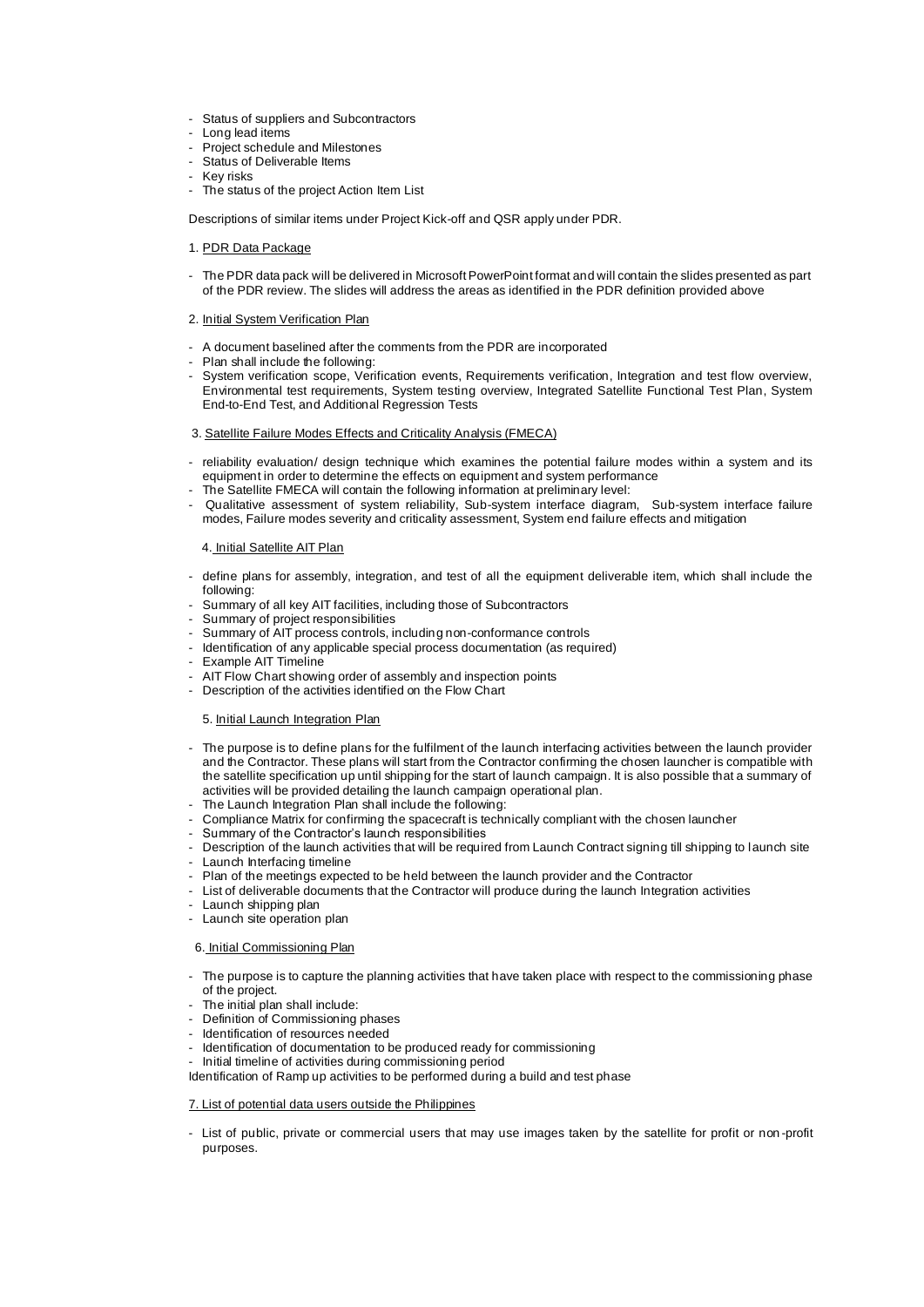- Status of suppliers and Subcontractors
- Long lead items
- Project schedule and Milestones
- Status of Deliverable Items
- Key risks
- The status of the project Action Item List

Descriptions of similar items under Project Kick-off and QSR apply under PDR.

1. <u>PDR Data Package</u>

- The PDR data pack will be delivered in Microsoft PowerPoint format and will contain the slides presented as part of the PDR review. The slides will address the areas as identified in the PDR definition provided above

2. <u>Initial System Verification Plan</u>

- A document baselined after the comments from the PDR are incorporated
- Plan shall include the following:
- System verification scope, Verification events, Requirements verification, Integration and test flow overview, Environmental test requirements, System testing overview, Integrated Satellite Functional Test Plan, System End-to-End Test, and Additional Regression Tests

3. <u>Satellite Failure Modes Effects and Criticality Analysis (FMECA)</u>

- reliability evaluation/ design technique which examines the potential failure modes within a system and its equipment in order to determine the effects on equipment and system performance
- The Satellite FMECA will contain the following information at preliminary level:
- Qualitative assessment of system reliability, Sub-system interface diagram, Sub-system interface failure modes, Failure modes severity and criticality assessment, System end failure effects and mitigation

4. <u>Initial Satellite AIT Plan</u>

- define plans for assembly, integration, and test of all the equipment deliverable item, which shall include the following:
- Summary of all key AIT facilities, including those of Subcontractors
- Summary of project responsibilities
- Summary of AIT process controls, including non-conformance controls
- Identification of any applicable special process documentation (as required)
- Example AIT Timeline
- AIT Flow Chart showing order of assembly and inspection points
- Description of the activities identified on the Flow Chart

5. <u>Initial Launch Integration Plan</u>

- The purpose is to define plans for the fulfilment of the launch interfacing activities between the launch provider and the Contractor. These plans will start from the Contractor confirming the chosen launcher is compatible with the satellite specification up until shipping for the start of launch campaign. It is also possible that a summary of activities will be provided detailing the launch campaign operational plan.
- The Launch Integration Plan shall include the following:
- Compliance Matrix for confirming the spacecraft is technically compliant with the chosen launcher
- Summary of the Contractor's launch responsibilities
- Description of the launch activities that will be required from Launch Contract signing till shipping to launch site
- Launch Interfacing timeline
- Plan of the meetings expected to be held between the launch provider and the Contractor
- List of deliverable documents that the Contractor will produce during the launch Integration activities
- Launch shipping plan
- Launch site operation plan

6. <u>Initial Commissioning Plan</u>

- The purpose is to capture the planning activities that have taken place with respect to the commissioning phase of the project.
- The initial plan shall include:
- Definition of Commissioning phases
- Identification of resources needed
- Identification of documentation to be produced ready for commissioning
- Initial timeline of activities during commissioning period

Identification of Ramp up activities to be performed during a build and test phase

7. <u>List of potential data users outside the Philippines</u>

- List of public, private or commercial users that may use images taken by the satellite for profit or non-profit purposes.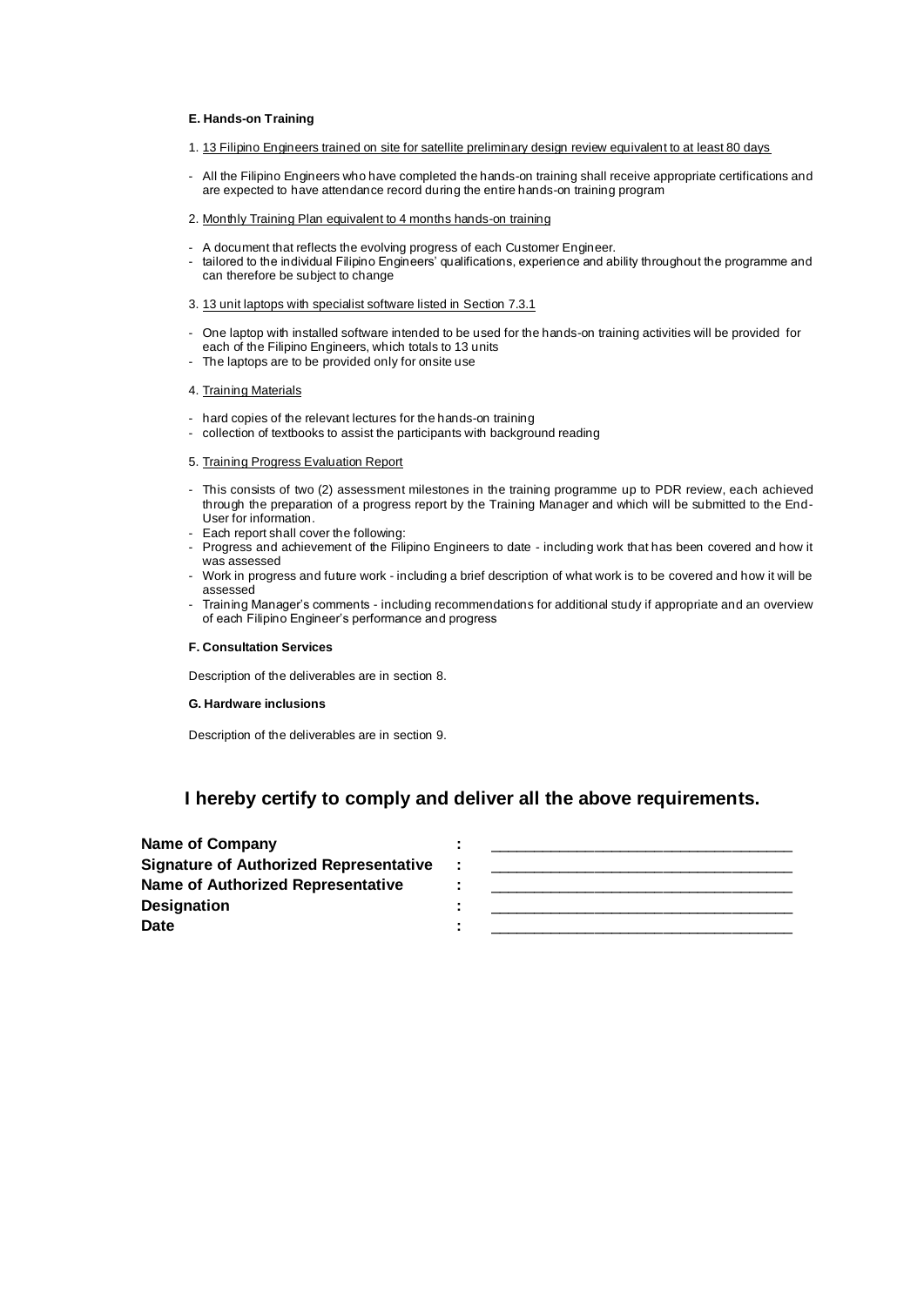**E. Hands-on Training**

1. 13 Filipino Engineers trained on site for satellite preliminary design review equivalent to at least 80 days

- All the Filipino Engineers who have completed the hands-on training shall receive appropriate certifications and are expected to have attendance record during the entire hands-on training program

2. Monthly Training Plan equivalent to 4 months hands-on training

- A document that reflects the evolving progress of each Customer Engineer.
- tailored to the individual Filipino Engineers' qualifications, experience and ability throughout the programme and can therefore be subject to change

3. 13 unit laptops with specialist software listed in Section 7.3.1

- One laptop with installed software intended to be used for the hands-on training activities will be provided for each of the Filipino Engineers, which totals to 13 units
- The laptops are to be provided only for onsite use

4. Training Materials

- hard copies of the relevant lectures for the hands-on training
- collection of textbooks to assist the participants with background reading

5. Training Progress Evaluation Report

- This consists of two (2) assessment milestones in the training programme up to PDR review, each achieved through the preparation of a progress report by the Training Manager and which will be submitted to the End-User for information.
- Each report shall cover the following:
- Progress and achievement of the Filipino Engineers to date - including work that has been covered and how it was assessed
- Work in progress and future work - including a brief description of what work is to be covered and how it will be assessed
- Training Manager's comments - including recommendations for additional study if appropriate and an overview of each Filipino Engineer's performance and progress

**F. Consultation Services**

Description of the deliverables are in section 8.

**G. Hardware inclusions**

Description of the deliverables are in section 9.

**I hereby certify to comply and deliver all the above requirements.**

**Name of Company** : ____________________________________

**Signature of Authorized Representative** : ____________________________________

**Name of Authorized Representative** : ____________________________________

**Designation** : ____________________________________

**Date** : ____________________________________